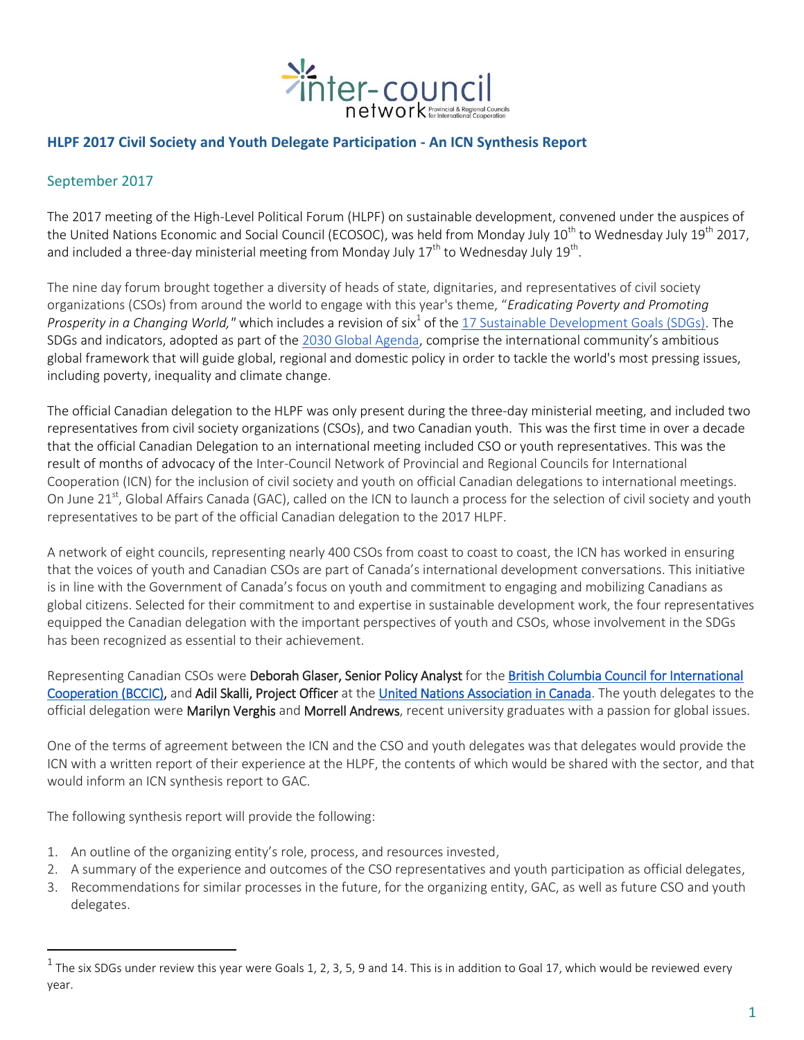# HLPF 2017 Civil Society and Youth Delegate Participation - An ICN Synthesis Report

## September 2017

The 2017 meeting of the High-Level Political Forum (HLPF) on sustainable development, convened under the auspices of the United Nations Economic and Social Council (ECOSOC), was held from Monday July 10th to Wednesday July 19th 2017, and included a three-day ministerial meeting from Monday July 17th to Wednesday July 19th.

The nine day forum brought together a diversity of heads of state, dignitaries, and representatives of civil society organizations (CSOs) from around the world to engage with this year's theme, "*Eradicating Poverty and Promoting Prosperity in a Changing World,*" which includes a revision of six[1] of the 17 Sustainable Development Goals (SDGs). The SDGs and indicators, adopted as part of the 2030 Global Agenda, comprise the international community's ambitious global framework that will guide global, regional and domestic policy in order to tackle the world's most pressing issues, including poverty, inequality and climate change.

The official Canadian delegation to the HLPF was only present during the three-day ministerial meeting, and included two representatives from civil society organizations (CSOs), and two Canadian youth. This was the first time in over a decade that the official Canadian Delegation to an international meeting included CSO or youth representatives. This was the result of months of advocacy of the Inter-Council Network of Provincial and Regional Councils for International Cooperation (ICN) for the inclusion of civil society and youth on official Canadian delegations to international meetings. On June 21st, Global Affairs Canada (GAC), called on the ICN to launch a process for the selection of civil society and youth representatives to be part of the official Canadian delegation to the 2017 HLPF.

A network of eight councils, representing nearly 400 CSOs from coast to coast, the ICN has worked in ensuring that the voices of youth and Canadian CSOs are part of Canada's international development conversations. This initiative is in line with the Government of Canada's focus on youth and commitment to engaging and mobilizing Canadians as global citizens. Selected for their commitment to and expertise in sustainable development work, the four representatives equipped the Canadian delegation with the important perspectives of youth and CSOs, whose involvement in the SDGs has been recognized as essential to their achievement.

Representing Canadian CSOs were **Deborah Glaser, Senior Policy Analyst** for the British Columbia Council for International Cooperation (BCCIC), and **Adil Skalli, Project Officer** at the United Nations Association in Canada. The youth delegates to the official delegation were **Marilyn Verghis** and **Morrell Andrews**, recent university graduates with a passion for global issues.

One of the terms of agreement between the ICN and the CSO and youth delegates was that delegates would provide the ICN with a written report of their experience at the HLPF, the contents of which would be shared with the sector, and that would inform an ICN synthesis report to GAC.

The following synthesis report will provide the following:

1. An outline of the organizing entity's role, process, and resources invested,
2. A summary of the experience and outcomes of the CSO representatives and youth participation as official delegates,
3. Recommendations for similar processes in the future, for the organizing entity, GAC, as well as future CSO and youth delegates.

---

[1] The six SDGs under review this year were Goals 1, 2, 3, 5, 9 and 14. This is in addition to Goal 17, which would be reviewed every year.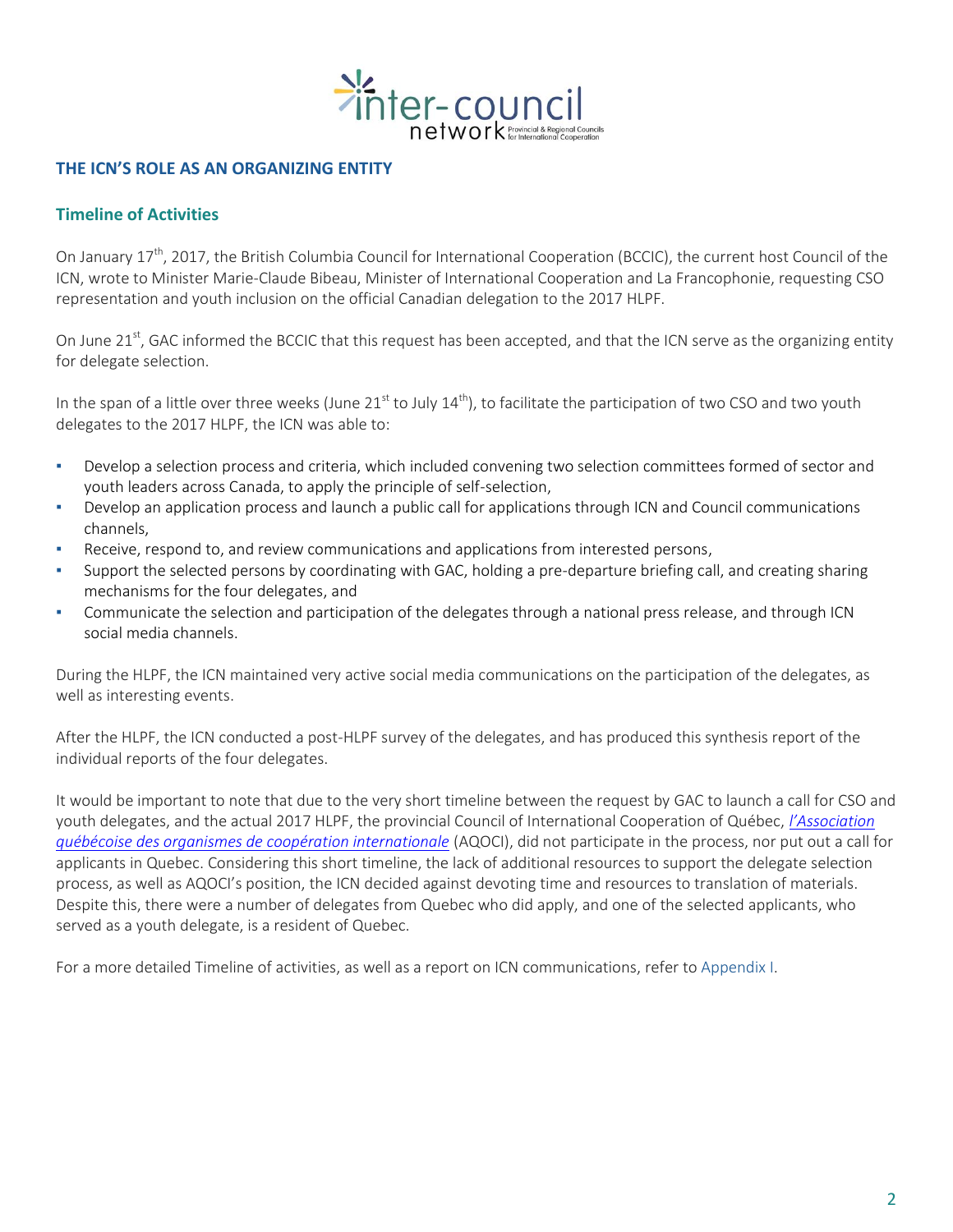## THE ICN'S ROLE AS AN ORGANIZING ENTITY

### Timeline of Activities

On January 17th, 2017, the British Columbia Council for International Cooperation (BCCIC), the current host Council of the ICN, wrote to Minister Marie-Claude Bibeau, Minister of International Cooperation and La Francophonie, requesting CSO representation and youth inclusion on the official Canadian delegation to the 2017 HLPF.

On June 21st, GAC informed the BCCIC that this request has been accepted, and that the ICN serve as the organizing entity for delegate selection.

In the span of a little over three weeks (June 21st to July 14th), to facilitate the participation of two CSO and two youth delegates to the 2017 HLPF, the ICN was able to:

- Develop a selection process and criteria, which included convening two selection committees formed of sector and youth leaders across Canada, to apply the principle of self-selection,
- Develop an application process and launch a public call for applications through ICN and Council communications channels,
- Receive, respond to, and review communications and applications from interested persons,
- Support the selected persons by coordinating with GAC, holding a pre-departure briefing call, and creating sharing mechanisms for the four delegates, and
- Communicate the selection and participation of the delegates through a national press release, and through ICN social media channels.

During the HLPF, the ICN maintained very active social media communications on the participation of the delegates, as well as interesting events.

After the HLPF, the ICN conducted a post-HLPF survey of the delegates, and has produced this synthesis report of the individual reports of the four delegates.

It would be important to note that due to the very short timeline between the request by GAC to launch a call for CSO and youth delegates, and the actual 2017 HLPF, the provincial Council of International Cooperation of Québec, *l'Association québécoise des organismes de coopération internationale* (AQOCI), did not participate in the process, nor put out a call for applicants in Quebec. Considering this short timeline, the lack of additional resources to support the delegate selection process, as well as AQOCI's position, the ICN decided against devoting time and resources to translation of materials. Despite this, there were a number of delegates from Quebec who did apply, and one of the selected applicants, who served as a youth delegate, is a resident of Quebec.

For a more detailed Timeline of activities, as well as a report on ICN communications, refer to Appendix I.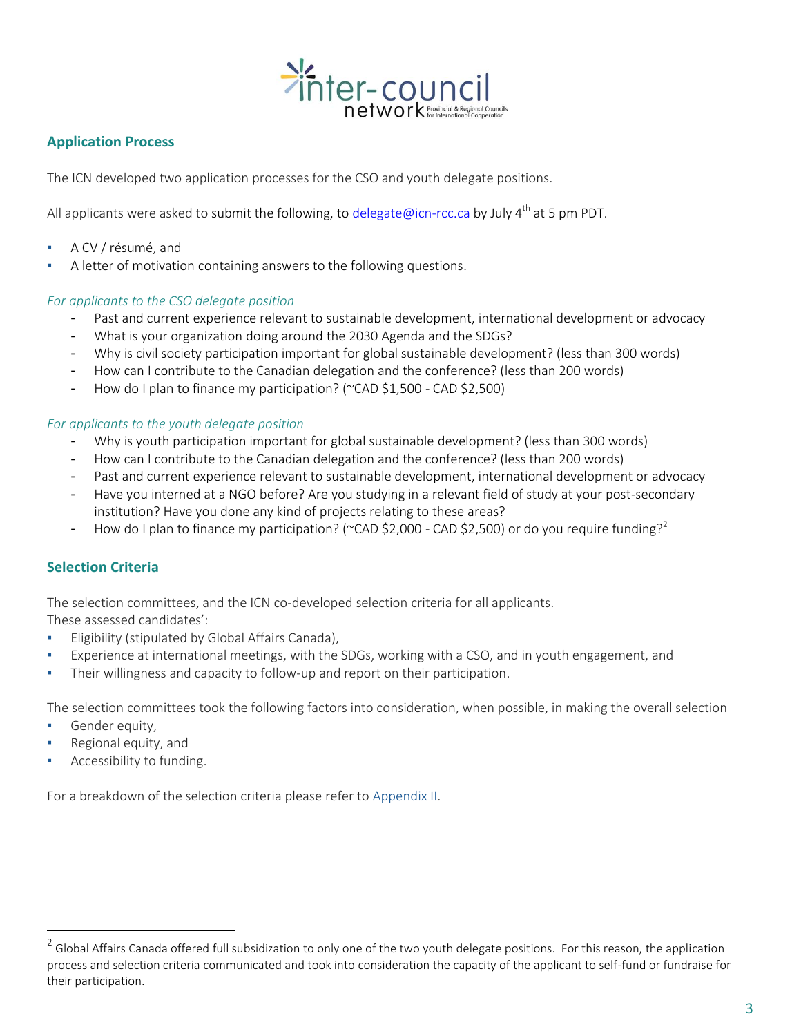## Application Process

The ICN developed two application processes for the CSO and youth delegate positions.

All applicants were asked to submit the following, to delegate@icn-rcc.ca by July 4th at 5 pm PDT.

- A CV / résumé, and
- A letter of motivation containing answers to the following questions.

*For applicants to the CSO delegate position*

- Past and current experience relevant to sustainable development, international development or advocacy
- What is your organization doing around the 2030 Agenda and the SDGs?
- Why is civil society participation important for global sustainable development? (less than 300 words)
- How can I contribute to the Canadian delegation and the conference? (less than 200 words)
- How do I plan to finance my participation? (~CAD $1,500 - CAD $2,500)

*For applicants to the youth delegate position*

- Why is youth participation important for global sustainable development? (less than 300 words)
- How can I contribute to the Canadian delegation and the conference? (less than 200 words)
- Past and current experience relevant to sustainable development, international development or advocacy
- Have you interned at a NGO before? Are you studying in a relevant field of study at your post-secondary institution? Have you done any kind of projects relating to these areas?
- How do I plan to finance my participation? (~CAD $2,000 - CAD $2,500) or do you require funding?[2]

## Selection Criteria

The selection committees, and the ICN co-developed selection criteria for all applicants.
These assessed candidates':

- Eligibility (stipulated by Global Affairs Canada),
- Experience at international meetings, with the SDGs, working with a CSO, and in youth engagement, and
- Their willingness and capacity to follow-up and report on their participation.

The selection committees took the following factors into consideration, when possible, in making the overall selection

- Gender equity,
- Regional equity, and
- Accessibility to funding.

For a breakdown of the selection criteria please refer to Appendix II.

---

[2] Global Affairs Canada offered full subsidization to only one of the two youth delegate positions. For this reason, the application process and selection criteria communicated and took into consideration the capacity of the applicant to self-fund or fundraise for their participation.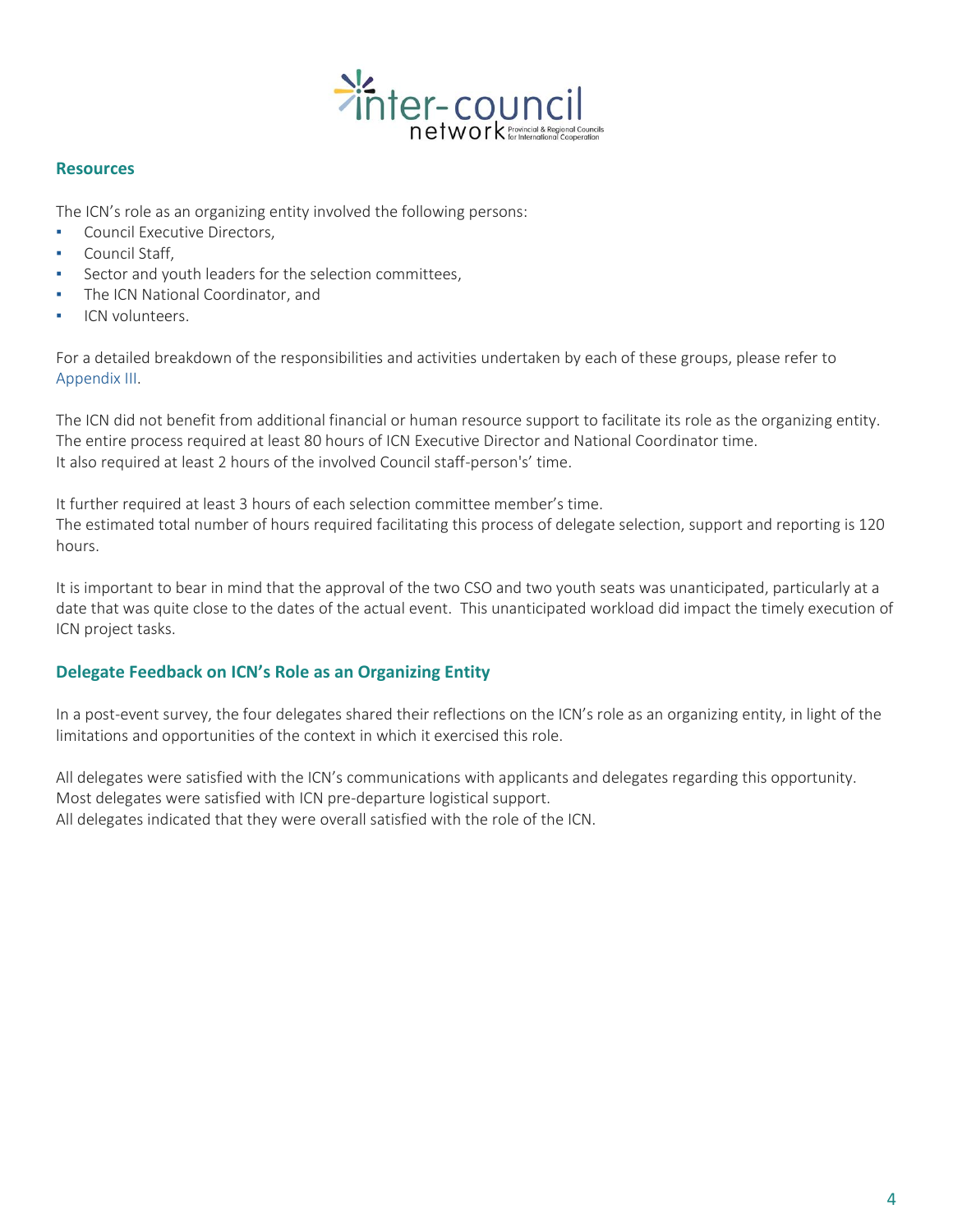## Resources

The ICN's role as an organizing entity involved the following persons:

- Council Executive Directors,
- Council Staff,
- Sector and youth leaders for the selection committees,
- The ICN National Coordinator, and
- ICN volunteers.

For a detailed breakdown of the responsibilities and activities undertaken by each of these groups, please refer to Appendix III.

The ICN did not benefit from additional financial or human resource support to facilitate its role as the organizing entity. The entire process required at least 80 hours of ICN Executive Director and National Coordinator time. It also required at least 2 hours of the involved Council staff-person's' time.

It further required at least 3 hours of each selection committee member's time. The estimated total number of hours required facilitating this process of delegate selection, support and reporting is 120 hours.

It is important to bear in mind that the approval of the two CSO and two youth seats was unanticipated, particularly at a date that was quite close to the dates of the actual event. This unanticipated workload did impact the timely execution of ICN project tasks.

## Delegate Feedback on ICN's Role as an Organizing Entity

In a post-event survey, the four delegates shared their reflections on the ICN's role as an organizing entity, in light of the limitations and opportunities of the context in which it exercised this role.

All delegates were satisfied with the ICN's communications with applicants and delegates regarding this opportunity. Most delegates were satisfied with ICN pre-departure logistical support. All delegates indicated that they were overall satisfied with the role of the ICN.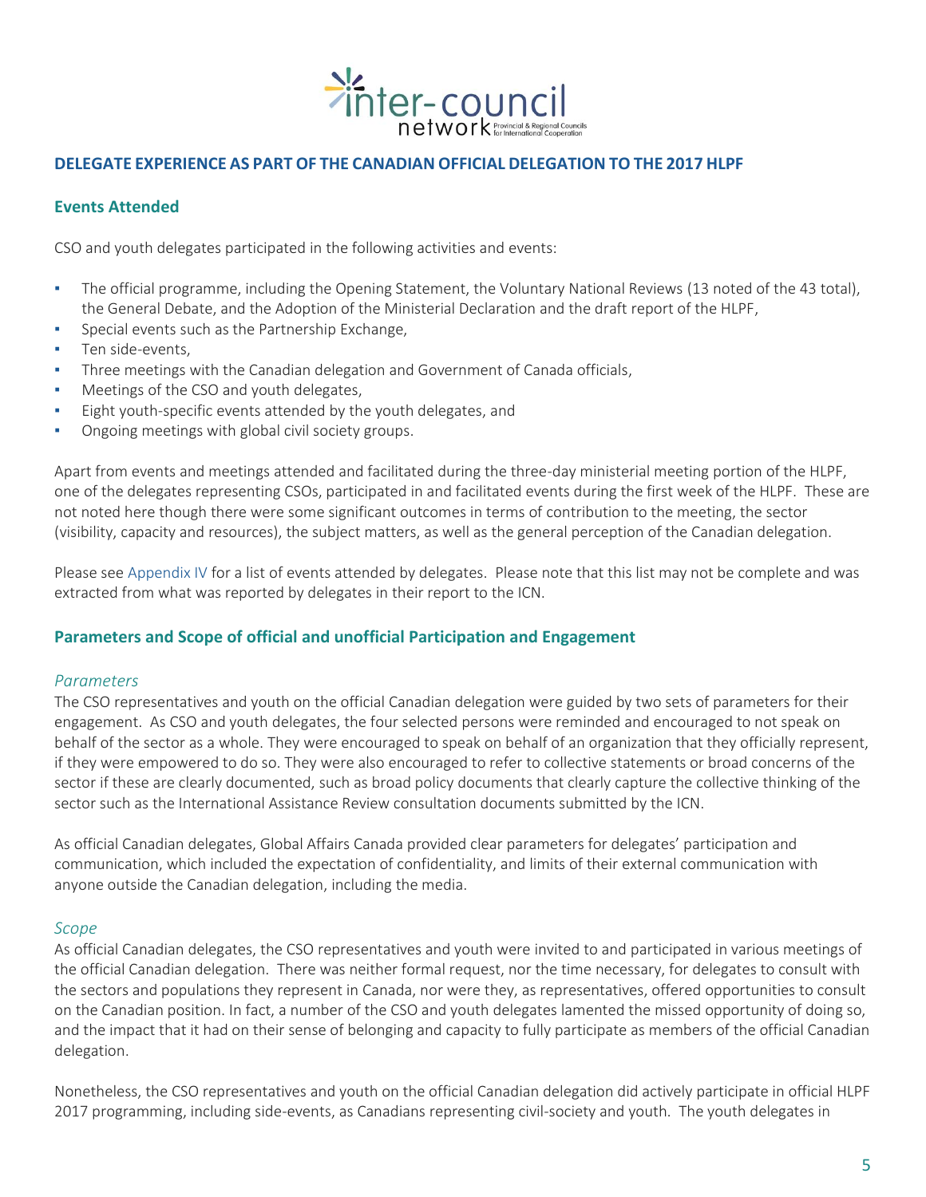## DELEGATE EXPERIENCE AS PART OF THE CANADIAN OFFICIAL DELEGATION TO THE 2017 HLPF

### Events Attended

CSO and youth delegates participated in the following activities and events:

- The official programme, including the Opening Statement, the Voluntary National Reviews (13 noted of the 43 total), the General Debate, and the Adoption of the Ministerial Declaration and the draft report of the HLPF,
- Special events such as the Partnership Exchange,
- Ten side-events,
- Three meetings with the Canadian delegation and Government of Canada officials,
- Meetings of the CSO and youth delegates,
- Eight youth-specific events attended by the youth delegates, and
- Ongoing meetings with global civil society groups.

Apart from events and meetings attended and facilitated during the three-day ministerial meeting portion of the HLPF, one of the delegates representing CSOs, participated in and facilitated events during the first week of the HLPF. These are not noted here though there were some significant outcomes in terms of contribution to the meeting, the sector (visibility, capacity and resources), the subject matters, as well as the general perception of the Canadian delegation.

Please see Appendix IV for a list of events attended by delegates. Please note that this list may not be complete and was extracted from what was reported by delegates in their report to the ICN.

### Parameters and Scope of official and unofficial Participation and Engagement

*Parameters*

The CSO representatives and youth on the official Canadian delegation were guided by two sets of parameters for their engagement. As CSO and youth delegates, the four selected persons were reminded and encouraged to not speak on behalf of the sector as a whole. They were encouraged to speak on behalf of an organization that they officially represent, if they were empowered to do so. They were also encouraged to refer to collective statements or broad concerns of the sector if these are clearly documented, such as broad policy documents that clearly capture the collective thinking of the sector such as the International Assistance Review consultation documents submitted by the ICN.

As official Canadian delegates, Global Affairs Canada provided clear parameters for delegates' participation and communication, which included the expectation of confidentiality, and limits of their external communication with anyone outside the Canadian delegation, including the media.

*Scope*

As official Canadian delegates, the CSO representatives and youth were invited to and participated in various meetings of the official Canadian delegation. There was neither formal request, nor the time necessary, for delegates to consult with the sectors and populations they represent in Canada, nor were they, as representatives, offered opportunities to consult on the Canadian position. In fact, a number of the CSO and youth delegates lamented the missed opportunity of doing so, and the impact that it had on their sense of belonging and capacity to fully participate as members of the official Canadian delegation.

Nonetheless, the CSO representatives and youth on the official Canadian delegation did actively participate in official HLPF 2017 programming, including side-events, as Canadians representing civil-society and youth. The youth delegates in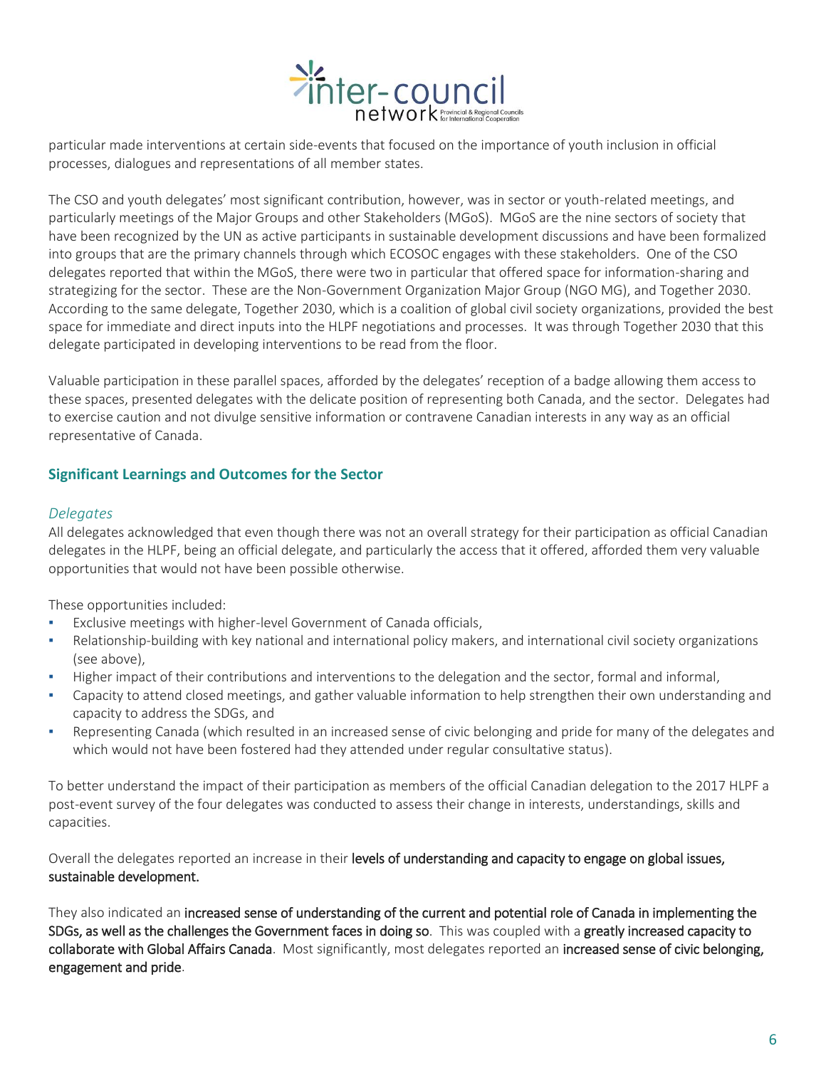particular made interventions at certain side-events that focused on the importance of youth inclusion in official processes, dialogues and representations of all member states.

The CSO and youth delegates' most significant contribution, however, was in sector or youth-related meetings, and particularly meetings of the Major Groups and other Stakeholders (MGoS). MGoS are the nine sectors of society that have been recognized by the UN as active participants in sustainable development discussions and have been formalized into groups that are the primary channels through which ECOSOC engages with these stakeholders. One of the CSO delegates reported that within the MGoS, there were two in particular that offered space for information-sharing and strategizing for the sector. These are the Non-Government Organization Major Group (NGO MG), and Together 2030. According to the same delegate, Together 2030, which is a coalition of global civil society organizations, provided the best space for immediate and direct inputs into the HLPF negotiations and processes. It was through Together 2030 that this delegate participated in developing interventions to be read from the floor.

Valuable participation in these parallel spaces, afforded by the delegates' reception of a badge allowing them access to these spaces, presented delegates with the delicate position of representing both Canada, and the sector. Delegates had to exercise caution and not divulge sensitive information or contravene Canadian interests in any way as an official representative of Canada.

## Significant Learnings and Outcomes for the Sector

### *Delegates*

All delegates acknowledged that even though there was not an overall strategy for their participation as official Canadian delegates in the HLPF, being an official delegate, and particularly the access that it offered, afforded them very valuable opportunities that would not have been possible otherwise.

These opportunities included:

- Exclusive meetings with higher-level Government of Canada officials,
- Relationship-building with key national and international policy makers, and international civil society organizations (see above),
- Higher impact of their contributions and interventions to the delegation and the sector, formal and informal,
- Capacity to attend closed meetings, and gather valuable information to help strengthen their own understanding and capacity to address the SDGs, and
- Representing Canada (which resulted in an increased sense of civic belonging and pride for many of the delegates and which would not have been fostered had they attended under regular consultative status).

To better understand the impact of their participation as members of the official Canadian delegation to the 2017 HLPF a post-event survey of the four delegates was conducted to assess their change in interests, understandings, skills and capacities.

Overall the delegates reported an increase in their **levels of understanding and capacity to engage on global issues, sustainable development.**

They also indicated an **increased sense of understanding of the current and potential role of Canada in implementing the SDGs, as well as the challenges the Government faces in doing so**. This was coupled with a **greatly increased capacity to collaborate with Global Affairs Canada**. Most significantly, most delegates reported an **increased sense of civic belonging, engagement and pride**.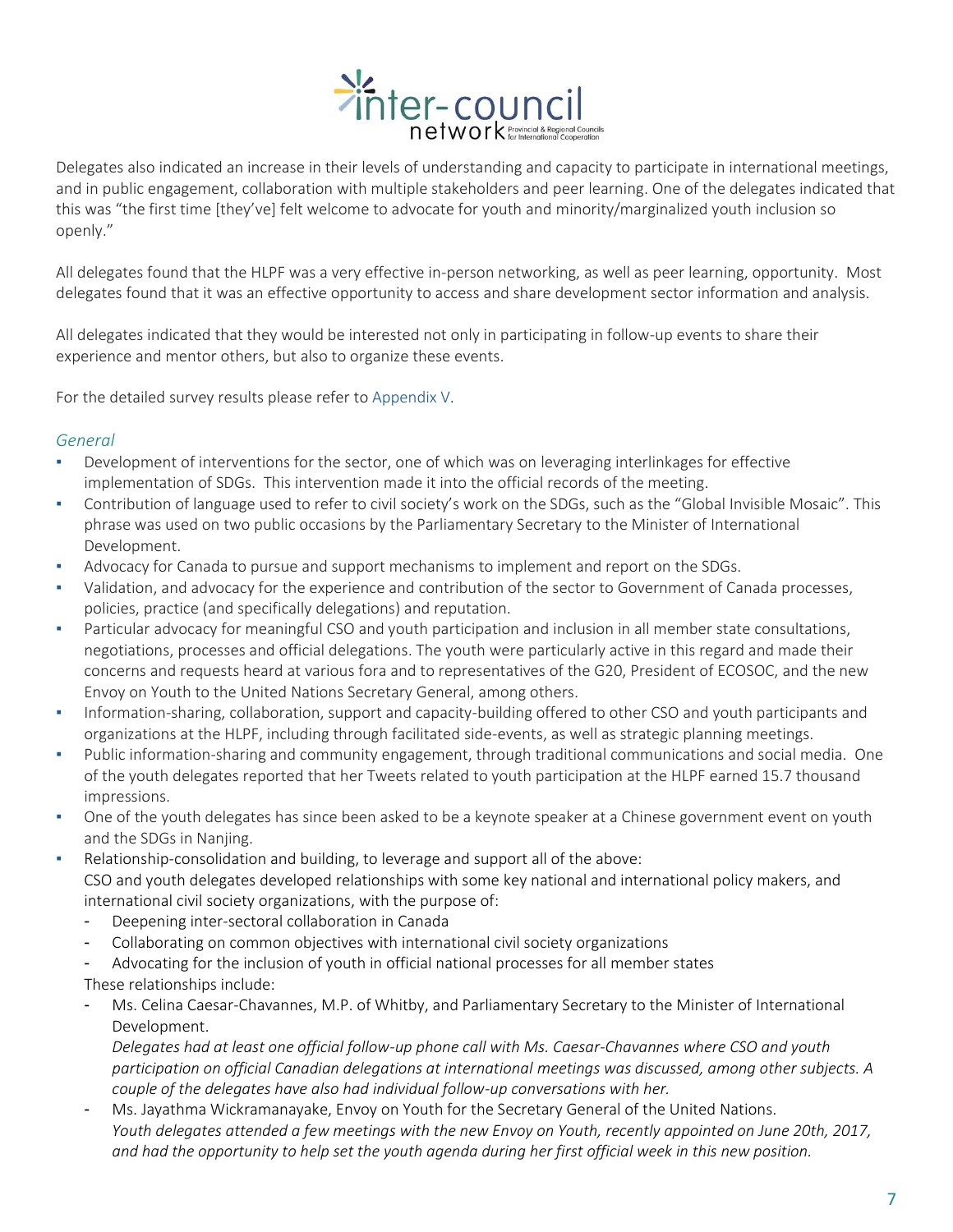Delegates also indicated an increase in their levels of understanding and capacity to participate in international meetings, and in public engagement, collaboration with multiple stakeholders and peer learning. One of the delegates indicated that this was "the first time [they've] felt welcome to advocate for youth and minority/marginalized youth inclusion so openly."

All delegates found that the HLPF was a very effective in-person networking, as well as peer learning, opportunity. Most delegates found that it was an effective opportunity to access and share development sector information and analysis.

All delegates indicated that they would be interested not only in participating in follow-up events to share their experience and mentor others, but also to organize these events.

For the detailed survey results please refer to Appendix V.

### *General*

- Development of interventions for the sector, one of which was on leveraging interlinkages for effective implementation of SDGs. This intervention made it into the official records of the meeting.
- Contribution of language used to refer to civil society's work on the SDGs, such as the "Global Invisible Mosaic". This phrase was used on two public occasions by the Parliamentary Secretary to the Minister of International Development.
- Advocacy for Canada to pursue and support mechanisms to implement and report on the SDGs.
- Validation, and advocacy for the experience and contribution of the sector to Government of Canada processes, policies, practice (and specifically delegations) and reputation.
- Particular advocacy for meaningful CSO and youth participation and inclusion in all member state consultations, negotiations, processes and official delegations. The youth were particularly active in this regard and made their concerns and requests heard at various fora and to representatives of the G20, President of ECOSOC, and the new Envoy on Youth to the United Nations Secretary General, among others.
- Information-sharing, collaboration, support and capacity-building offered to other CSO and youth participants and organizations at the HLPF, including through facilitated side-events, as well as strategic planning meetings.
- Public information-sharing and community engagement, through traditional communications and social media. One of the youth delegates reported that her Tweets related to youth participation at the HLPF earned 15.7 thousand impressions.
- One of the youth delegates has since been asked to be a keynote speaker at a Chinese government event on youth and the SDGs in Nanjing.
- Relationship-consolidation and building, to leverage and support all of the above:
  CSO and youth delegates developed relationships with some key national and international policy makers, and international civil society organizations, with the purpose of:
  - Deepening inter-sectoral collaboration in Canada
  - Collaborating on common objectives with international civil society organizations
  - Advocating for the inclusion of youth in official national processes for all member states

  These relationships include:
  - Ms. Celina Caesar-Chavannes, M.P. of Whitby, and Parliamentary Secretary to the Minister of International Development.
    *Delegates had at least one official follow-up phone call with Ms. Caesar-Chavannes where CSO and youth participation on official Canadian delegations at international meetings was discussed, among other subjects. A couple of the delegates have also had individual follow-up conversations with her.*
  - Ms. Jayathma Wickramanayake, Envoy on Youth for the Secretary General of the United Nations.
    *Youth delegates attended a few meetings with the new Envoy on Youth, recently appointed on June 20th, 2017, and had the opportunity to help set the youth agenda during her first official week in this new position.*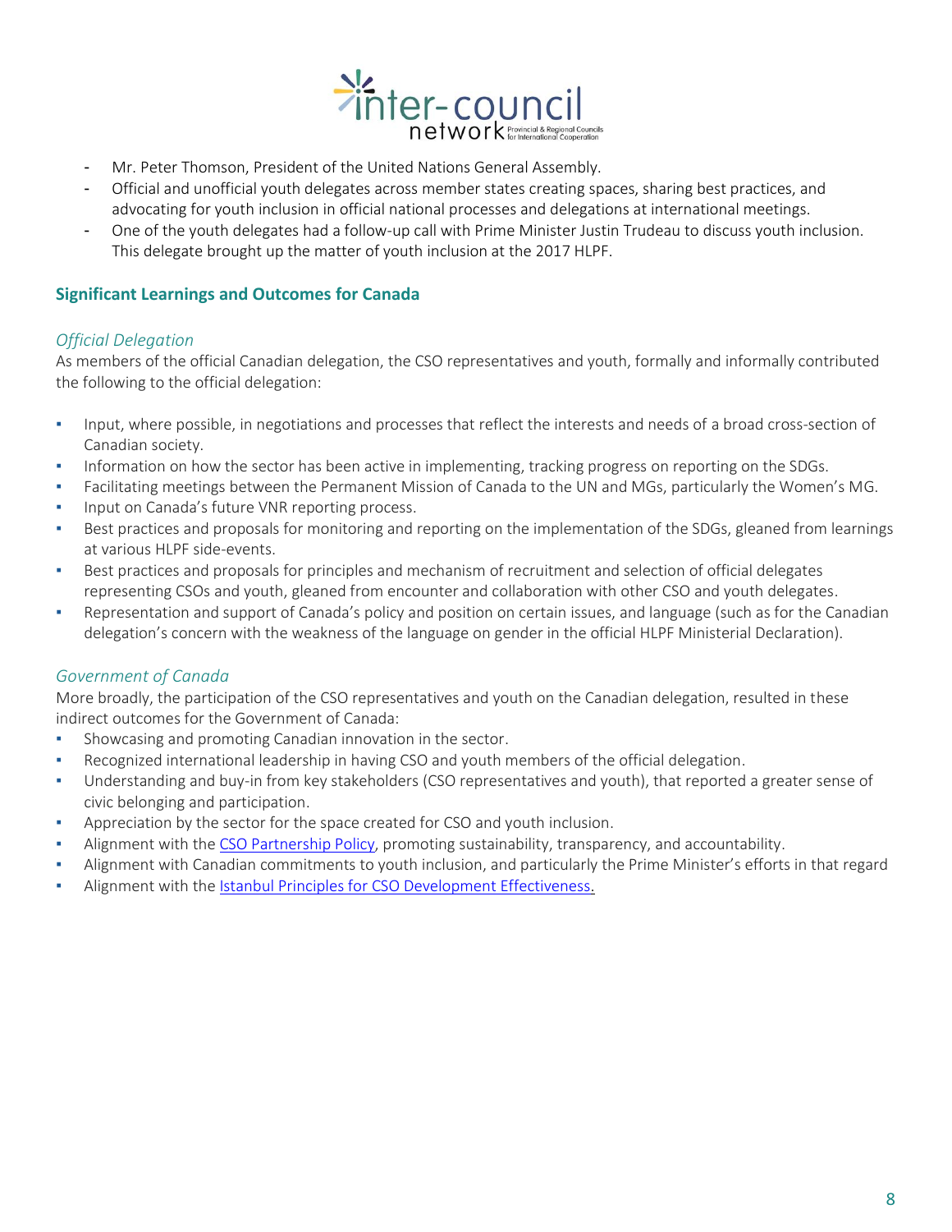- Mr. Peter Thomson, President of the United Nations General Assembly.
- Official and unofficial youth delegates across member states creating spaces, sharing best practices, and advocating for youth inclusion in official national processes and delegations at international meetings.
- One of the youth delegates had a follow-up call with Prime Minister Justin Trudeau to discuss youth inclusion. This delegate brought up the matter of youth inclusion at the 2017 HLPF.

## Significant Learnings and Outcomes for Canada

### *Official Delegation*

As members of the official Canadian delegation, the CSO representatives and youth, formally and informally contributed the following to the official delegation:

- Input, where possible, in negotiations and processes that reflect the interests and needs of a broad cross-section of Canadian society.
- Information on how the sector has been active in implementing, tracking progress on reporting on the SDGs.
- Facilitating meetings between the Permanent Mission of Canada to the UN and MGs, particularly the Women's MG.
- Input on Canada's future VNR reporting process.
- Best practices and proposals for monitoring and reporting on the implementation of the SDGs, gleaned from learnings at various HLPF side-events.
- Best practices and proposals for principles and mechanism of recruitment and selection of official delegates representing CSOs and youth, gleaned from encounter and collaboration with other CSO and youth delegates.
- Representation and support of Canada's policy and position on certain issues, and language (such as for the Canadian delegation's concern with the weakness of the language on gender in the official HLPF Ministerial Declaration).

### *Government of Canada*

More broadly, the participation of the CSO representatives and youth on the Canadian delegation, resulted in these indirect outcomes for the Government of Canada:

- Showcasing and promoting Canadian innovation in the sector.
- Recognized international leadership in having CSO and youth members of the official delegation.
- Understanding and buy-in from key stakeholders (CSO representatives and youth), that reported a greater sense of civic belonging and participation.
- Appreciation by the sector for the space created for CSO and youth inclusion.
- Alignment with the CSO Partnership Policy, promoting sustainability, transparency, and accountability.
- Alignment with Canadian commitments to youth inclusion, and particularly the Prime Minister's efforts in that regard
- Alignment with the Istanbul Principles for CSO Development Effectiveness.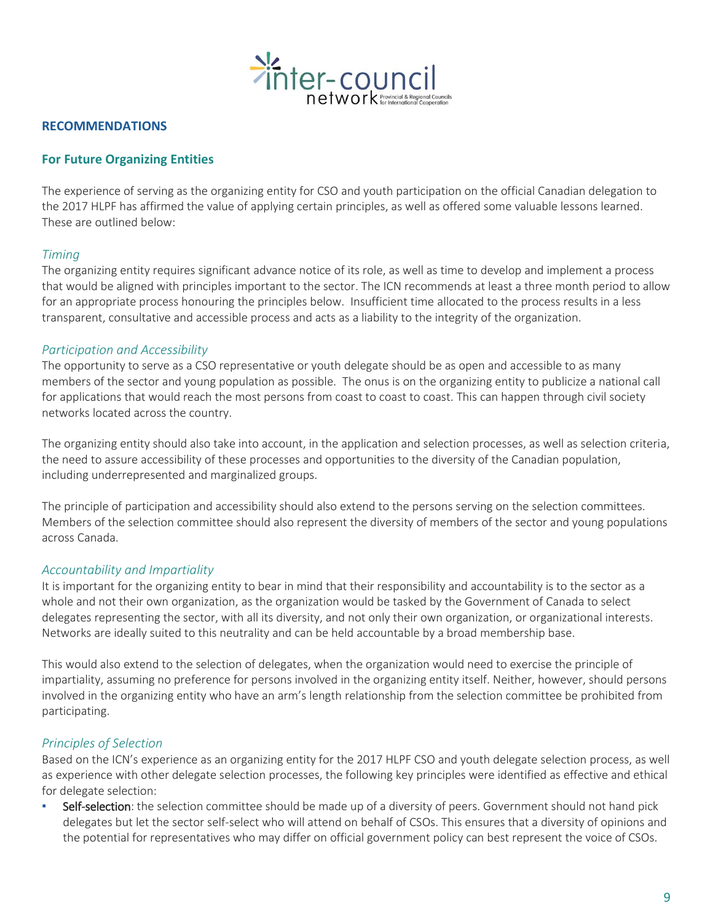## RECOMMENDATIONS

### For Future Organizing Entities

The experience of serving as the organizing entity for CSO and youth participation on the official Canadian delegation to the 2017 HLPF has affirmed the value of applying certain principles, as well as offered some valuable lessons learned. These are outlined below:

*Timing*

The organizing entity requires significant advance notice of its role, as well as time to develop and implement a process that would be aligned with principles important to the sector. The ICN recommends at least a three month period to allow for an appropriate process honouring the principles below. Insufficient time allocated to the process results in a less transparent, consultative and accessible process and acts as a liability to the integrity of the organization.

*Participation and Accessibility*

The opportunity to serve as a CSO representative or youth delegate should be as open and accessible to as many members of the sector and young population as possible. The onus is on the organizing entity to publicize a national call for applications that would reach the most persons from coast to coast to coast. This can happen through civil society networks located across the country.

The organizing entity should also take into account, in the application and selection processes, as well as selection criteria, the need to assure accessibility of these processes and opportunities to the diversity of the Canadian population, including underrepresented and marginalized groups.

The principle of participation and accessibility should also extend to the persons serving on the selection committees. Members of the selection committee should also represent the diversity of members of the sector and young populations across Canada.

*Accountability and Impartiality*

It is important for the organizing entity to bear in mind that their responsibility and accountability is to the sector as a whole and not their own organization, as the organization would be tasked by the Government of Canada to select delegates representing the sector, with all its diversity, and not only their own organization, or organizational interests. Networks are ideally suited to this neutrality and can be held accountable by a broad membership base.

This would also extend to the selection of delegates, when the organization would need to exercise the principle of impartiality, assuming no preference for persons involved in the organizing entity itself. Neither, however, should persons involved in the organizing entity who have an arm's length relationship from the selection committee be prohibited from participating.

*Principles of Selection*

Based on the ICN's experience as an organizing entity for the 2017 HLPF CSO and youth delegate selection process, as well as experience with other delegate selection processes, the following key principles were identified as effective and ethical for delegate selection:

- Self-selection: the selection committee should be made up of a diversity of peers. Government should not hand pick delegates but let the sector self-select who will attend on behalf of CSOs. This ensures that a diversity of opinions and the potential for representatives who may differ on official government policy can best represent the voice of CSOs.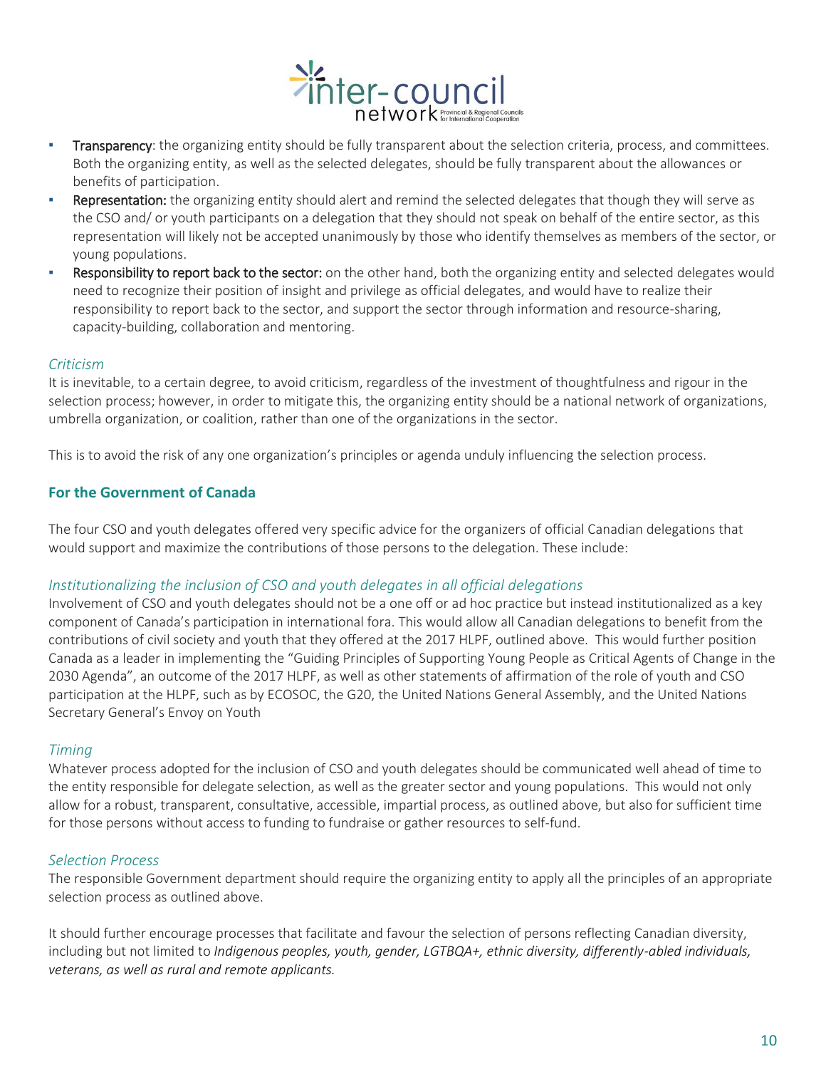- **Transparency**: the organizing entity should be fully transparent about the selection criteria, process, and committees. Both the organizing entity, as well as the selected delegates, should be fully transparent about the allowances or benefits of participation.
- **Representation:** the organizing entity should alert and remind the selected delegates that though they will serve as the CSO and/ or youth participants on a delegation that they should not speak on behalf of the entire sector, as this representation will likely not be accepted unanimously by those who identify themselves as members of the sector, or young populations.
- **Responsibility to report back to the sector:** on the other hand, both the organizing entity and selected delegates would need to recognize their position of insight and privilege as official delegates, and would have to realize their responsibility to report back to the sector, and support the sector through information and resource-sharing, capacity-building, collaboration and mentoring.

*Criticism*

It is inevitable, to a certain degree, to avoid criticism, regardless of the investment of thoughtfulness and rigour in the selection process; however, in order to mitigate this, the organizing entity should be a national network of organizations, umbrella organization, or coalition, rather than one of the organizations in the sector.

This is to avoid the risk of any one organization's principles or agenda unduly influencing the selection process.

### For the Government of Canada

The four CSO and youth delegates offered very specific advice for the organizers of official Canadian delegations that would support and maximize the contributions of those persons to the delegation. These include:

*Institutionalizing the inclusion of CSO and youth delegates in all official delegations*

Involvement of CSO and youth delegates should not be a one off or ad hoc practice but instead institutionalized as a key component of Canada's participation in international fora. This would allow all Canadian delegations to benefit from the contributions of civil society and youth that they offered at the 2017 HLPF, outlined above. This would further position Canada as a leader in implementing the "Guiding Principles of Supporting Young People as Critical Agents of Change in the 2030 Agenda", an outcome of the 2017 HLPF, as well as other statements of affirmation of the role of youth and CSO participation at the HLPF, such as by ECOSOC, the G20, the United Nations General Assembly, and the United Nations Secretary General's Envoy on Youth

*Timing*

Whatever process adopted for the inclusion of CSO and youth delegates should be communicated well ahead of time to the entity responsible for delegate selection, as well as the greater sector and young populations. This would not only allow for a robust, transparent, consultative, accessible, impartial process, as outlined above, but also for sufficient time for those persons without access to funding to fundraise or gather resources to self-fund.

*Selection Process*

The responsible Government department should require the organizing entity to apply all the principles of an appropriate selection process as outlined above.

It should further encourage processes that facilitate and favour the selection of persons reflecting Canadian diversity, including but not limited to *Indigenous peoples, youth, gender, LGTBQA+, ethnic diversity, differently-abled individuals, veterans, as well as rural and remote applicants.*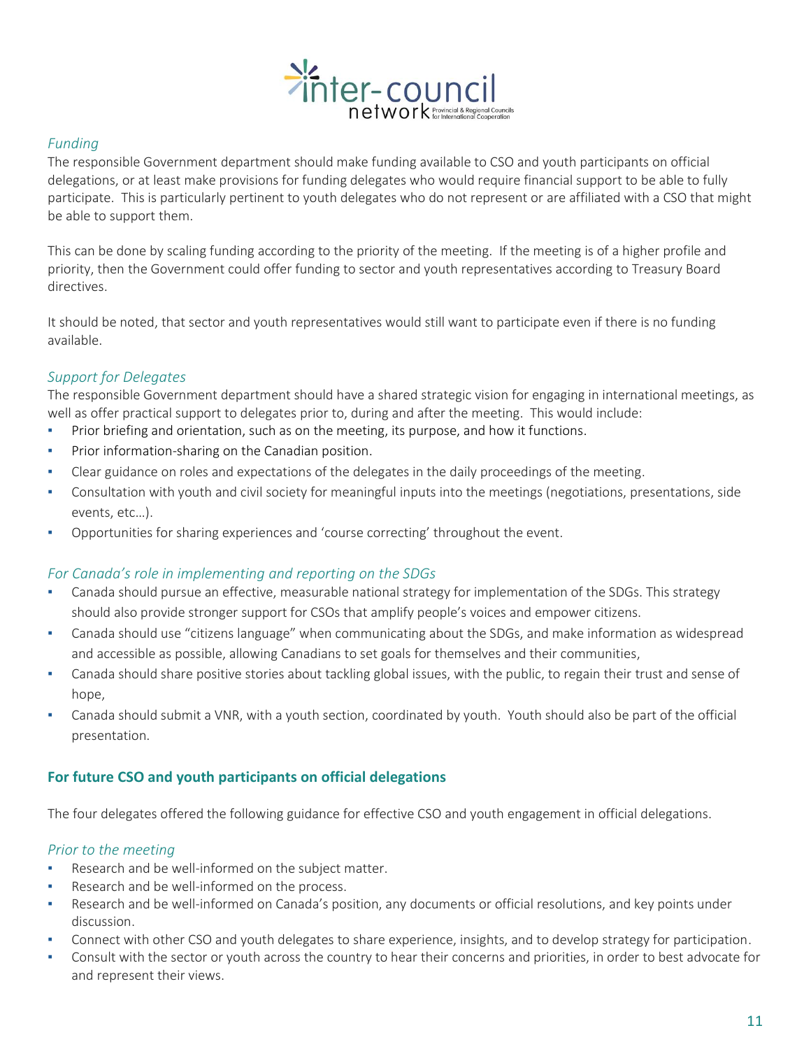*Funding*

The responsible Government department should make funding available to CSO and youth participants on official delegations, or at least make provisions for funding delegates who would require financial support to be able to fully participate. This is particularly pertinent to youth delegates who do not represent or are affiliated with a CSO that might be able to support them.

This can be done by scaling funding according to the priority of the meeting. If the meeting is of a higher profile and priority, then the Government could offer funding to sector and youth representatives according to Treasury Board directives.

It should be noted, that sector and youth representatives would still want to participate even if there is no funding available.

*Support for Delegates*

The responsible Government department should have a shared strategic vision for engaging in international meetings, as well as offer practical support to delegates prior to, during and after the meeting. This would include:

- Prior briefing and orientation, such as on the meeting, its purpose, and how it functions.
- Prior information-sharing on the Canadian position.
- Clear guidance on roles and expectations of the delegates in the daily proceedings of the meeting.
- Consultation with youth and civil society for meaningful inputs into the meetings (negotiations, presentations, side events, etc…).
- Opportunities for sharing experiences and 'course correcting' throughout the event.

*For Canada's role in implementing and reporting on the SDGs*

- Canada should pursue an effective, measurable national strategy for implementation of the SDGs. This strategy should also provide stronger support for CSOs that amplify people's voices and empower citizens.
- Canada should use "citizens language" when communicating about the SDGs, and make information as widespread and accessible as possible, allowing Canadians to set goals for themselves and their communities,
- Canada should share positive stories about tackling global issues, with the public, to regain their trust and sense of hope,
- Canada should submit a VNR, with a youth section, coordinated by youth. Youth should also be part of the official presentation.

**For future CSO and youth participants on official delegations**

The four delegates offered the following guidance for effective CSO and youth engagement in official delegations.

*Prior to the meeting*

- Research and be well-informed on the subject matter.
- Research and be well-informed on the process.
- Research and be well-informed on Canada's position, any documents or official resolutions, and key points under discussion.
- Connect with other CSO and youth delegates to share experience, insights, and to develop strategy for participation.
- Consult with the sector or youth across the country to hear their concerns and priorities, in order to best advocate for and represent their views.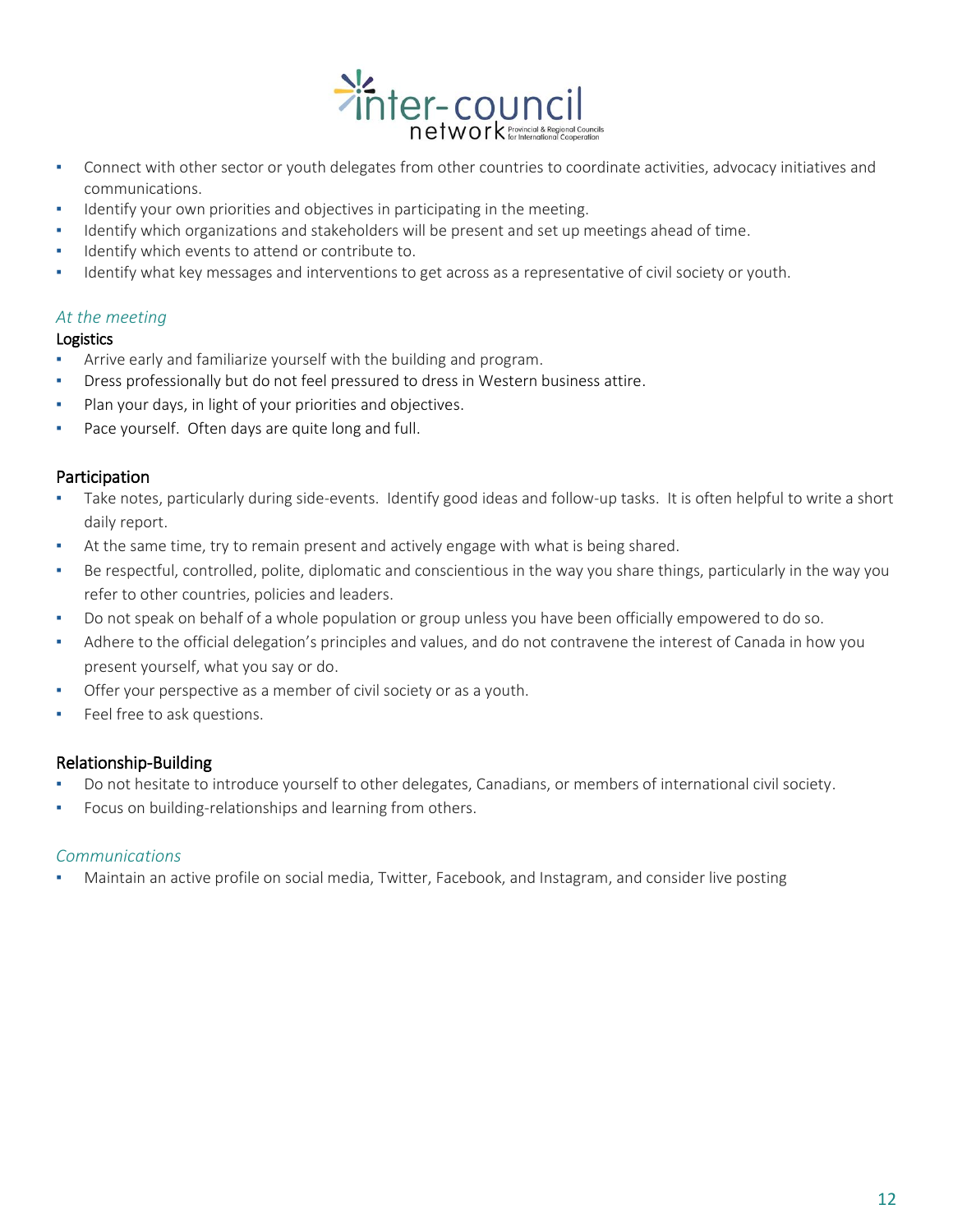- Connect with other sector or youth delegates from other countries to coordinate activities, advocacy initiatives and communications.
- Identify your own priorities and objectives in participating in the meeting.
- Identify which organizations and stakeholders will be present and set up meetings ahead of time.
- Identify which events to attend or contribute to.
- Identify what key messages and interventions to get across as a representative of civil society or youth.

### *At the meeting*

#### Logistics

- Arrive early and familiarize yourself with the building and program.
- Dress professionally but do not feel pressured to dress in Western business attire.
- Plan your days, in light of your priorities and objectives.
- Pace yourself.  Often days are quite long and full.

#### Participation

- Take notes, particularly during side-events.  Identify good ideas and follow-up tasks.  It is often helpful to write a short daily report.
- At the same time, try to remain present and actively engage with what is being shared.
- Be respectful, controlled, polite, diplomatic and conscientious in the way you share things, particularly in the way you refer to other countries, policies and leaders.
- Do not speak on behalf of a whole population or group unless you have been officially empowered to do so.
- Adhere to the official delegation's principles and values, and do not contravene the interest of Canada in how you present yourself, what you say or do.
- Offer your perspective as a member of civil society or as a youth.
- Feel free to ask questions.

#### Relationship-Building

- Do not hesitate to introduce yourself to other delegates, Canadians, or members of international civil society.
- Focus on building-relationships and learning from others.

### *Communications*

- Maintain an active profile on social media, Twitter, Facebook, and Instagram, and consider live posting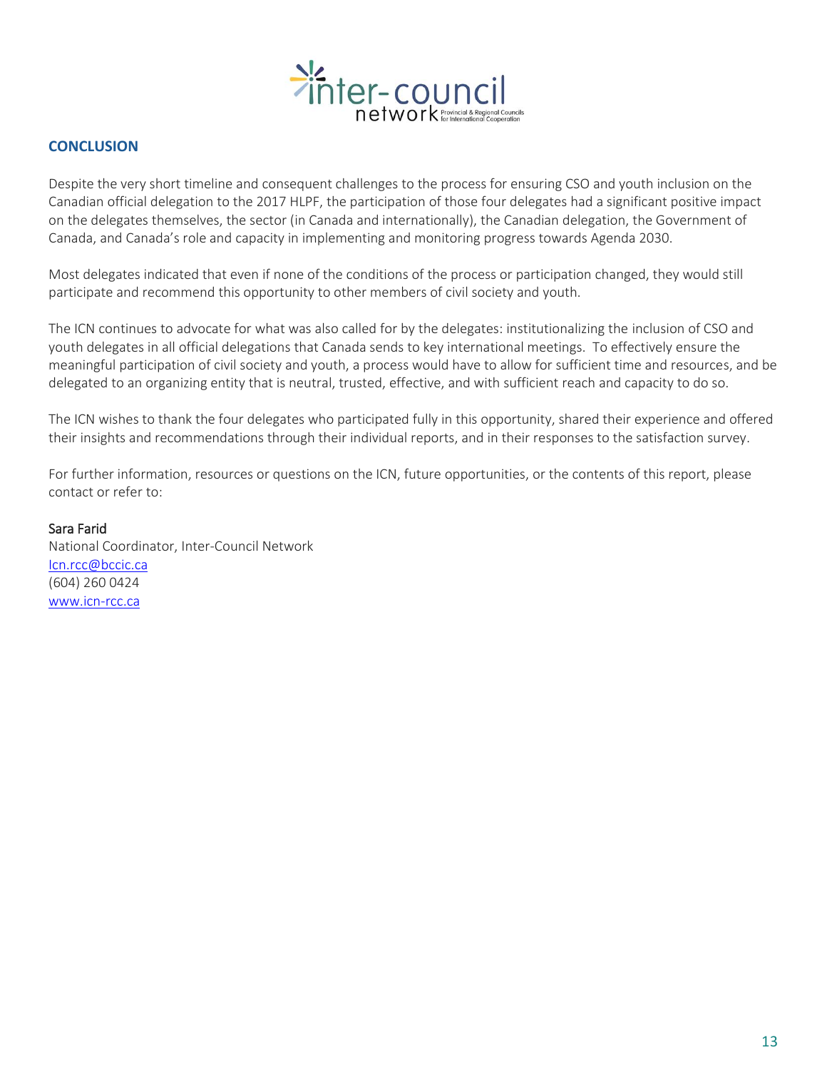## CONCLUSION

Despite the very short timeline and consequent challenges to the process for ensuring CSO and youth inclusion on the Canadian official delegation to the 2017 HLPF, the participation of those four delegates had a significant positive impact on the delegates themselves, the sector (in Canada and internationally), the Canadian delegation, the Government of Canada, and Canada's role and capacity in implementing and monitoring progress towards Agenda 2030.

Most delegates indicated that even if none of the conditions of the process or participation changed, they would still participate and recommend this opportunity to other members of civil society and youth.

The ICN continues to advocate for what was also called for by the delegates: institutionalizing the inclusion of CSO and youth delegates in all official delegations that Canada sends to key international meetings. To effectively ensure the meaningful participation of civil society and youth, a process would have to allow for sufficient time and resources, and be delegated to an organizing entity that is neutral, trusted, effective, and with sufficient reach and capacity to do so.

The ICN wishes to thank the four delegates who participated fully in this opportunity, shared their experience and offered their insights and recommendations through their individual reports, and in their responses to the satisfaction survey.

For further information, resources or questions on the ICN, future opportunities, or the contents of this report, please contact or refer to:

Sara Farid
National Coordinator, Inter-Council Network
Icn.rcc@bccic.ca
(604) 260 0424
www.icn-rcc.ca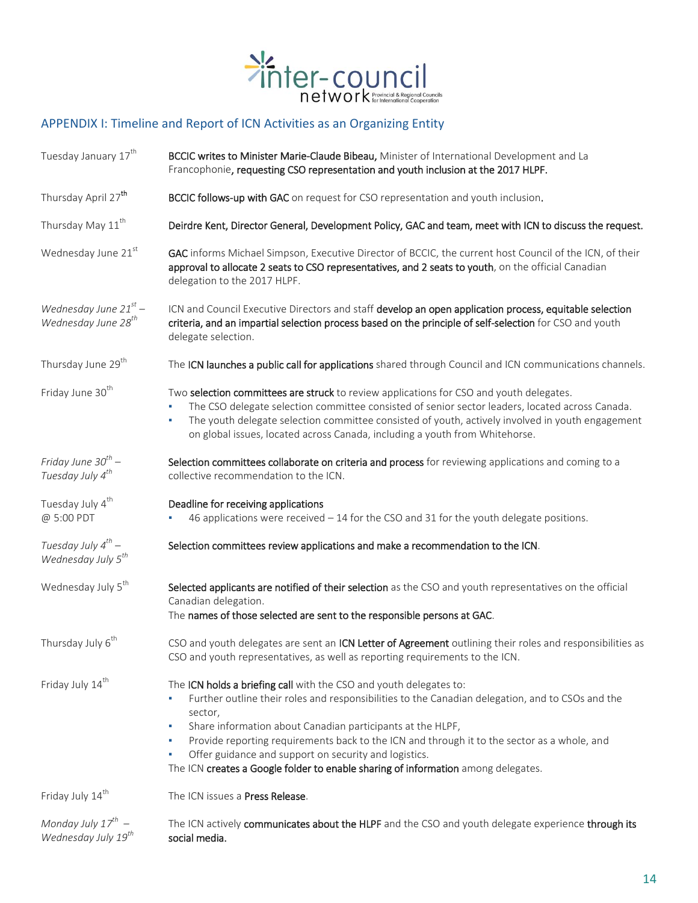## APPENDIX I: Timeline and Report of ICN Activities as an Organizing Entity

| Date | Activity |
|---|---|
| Tuesday January 17th | **BCCIC writes to Minister Marie-Claude Bibeau,** Minister of International Development and La Francophonie, **requesting CSO representation and youth inclusion at the 2017 HLPF.** |
| Thursday April 27th | **BCCIC follows-up with GAC** on request for CSO representation and youth inclusion. |
| Thursday May 11th | **Deirdre Kent, Director General, Development Policy, GAC and team, meet with ICN to discuss the request.** |
| Wednesday June 21st | **GAC** informs Michael Simpson, Executive Director of BCCIC, the current host Council of the ICN, of their **approval to allocate 2 seats to CSO representatives, and 2 seats to youth**, on the official Canadian delegation to the 2017 HLPF. |
| *Wednesday June 21st – Wednesday June 28th* | ICN and Council Executive Directors and staff **develop an open application process, equitable selection criteria, and an impartial selection process based on the principle of self-selection** for CSO and youth delegate selection. |
| Thursday June 29th | The **ICN launches a public call for applications** shared through Council and ICN communications channels. |
| Friday June 30th | Two **selection committees are struck** to review applications for CSO and youth delegates.<br>▪ The CSO delegate selection committee consisted of senior sector leaders, located across Canada.<br>▪ The youth delegate selection committee consisted of youth, actively involved in youth engagement on global issues, located across Canada, including a youth from Whitehorse. |
| *Friday June 30th – Tuesday July 4th* | **Selection committees collaborate on criteria and process** for reviewing applications and coming to a collective recommendation to the ICN. |
| Tuesday July 4th @ 5:00 PDT | **Deadline for receiving applications**<br>▪ 46 applications were received – 14 for the CSO and 31 for the youth delegate positions. |
| *Tuesday July 4th – Wednesday July 5th* | **Selection committees review applications and make a recommendation to the ICN**. |
| Wednesday July 5th | **Selected applicants are notified of their selection** as the CSO and youth representatives on the official Canadian delegation.<br>The **names of those selected are sent to the responsible persons at GAC**. |
| Thursday July 6th | CSO and youth delegates are sent an **ICN Letter of Agreement** outlining their roles and responsibilities as CSO and youth representatives, as well as reporting requirements to the ICN. |
| Friday July 14th | The **ICN holds a briefing call** with the CSO and youth delegates to:<br>▪ Further outline their roles and responsibilities to the Canadian delegation, and to CSOs and the sector,<br>▪ Share information about Canadian participants at the HLPF,<br>▪ Provide reporting requirements back to the ICN and through it to the sector as a whole, and<br>▪ Offer guidance and support on security and logistics.<br>The ICN **creates a Google folder to enable sharing of information** among delegates. |
| Friday July 14th | The ICN issues a **Press Release**. |
| *Monday July 17th – Wednesday July 19th* | The ICN actively **communicates about the HLPF** and the CSO and youth delegate experience **through its social media.** |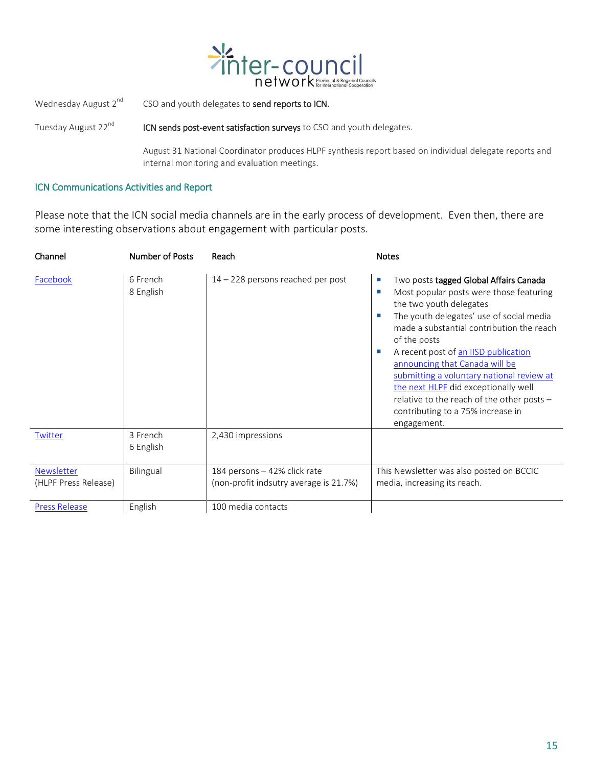| | |
|---|---|
| Wednesday August 2nd | CSO and youth delegates to **send reports to ICN**. |
| Tuesday August 22nd | **ICN sends post-event satisfaction surveys** to CSO and youth delegates. |
| | August 31 National Coordinator produces HLPF synthesis report based on individual delegate reports and internal monitoring and evaluation meetings. |

## ICN Communications Activities and Report

Please note that the ICN social media channels are in the early process of development. Even then, there are some interesting observations about engagement with particular posts.

| Channel | Number of Posts | Reach | Notes |
|---|---|---|---|
| Facebook | 6 French<br>8 English | 14 – 228 persons reached per post | ▪ Two posts **tagged Global Affairs Canada**<br>▪ Most popular posts were those featuring the two youth delegates<br>▪ The youth delegates' use of social media made a substantial contribution the reach of the posts<br>▪ A recent post of an IISD publication announcing that Canada will be submitting a voluntary national review at the next HLPF did exceptionally well relative to the reach of the other posts – contributing to a 75% increase in engagement. |
| Twitter | 3 French<br>6 English | 2,430 impressions | |
| Newsletter (HLPF Press Release) | Bilingual | 184 persons – 42% click rate (non-profit indsutry average is 21.7%) | This Newsletter was also posted on BCCIC media, increasing its reach. |
| Press Release | English | 100 media contacts | |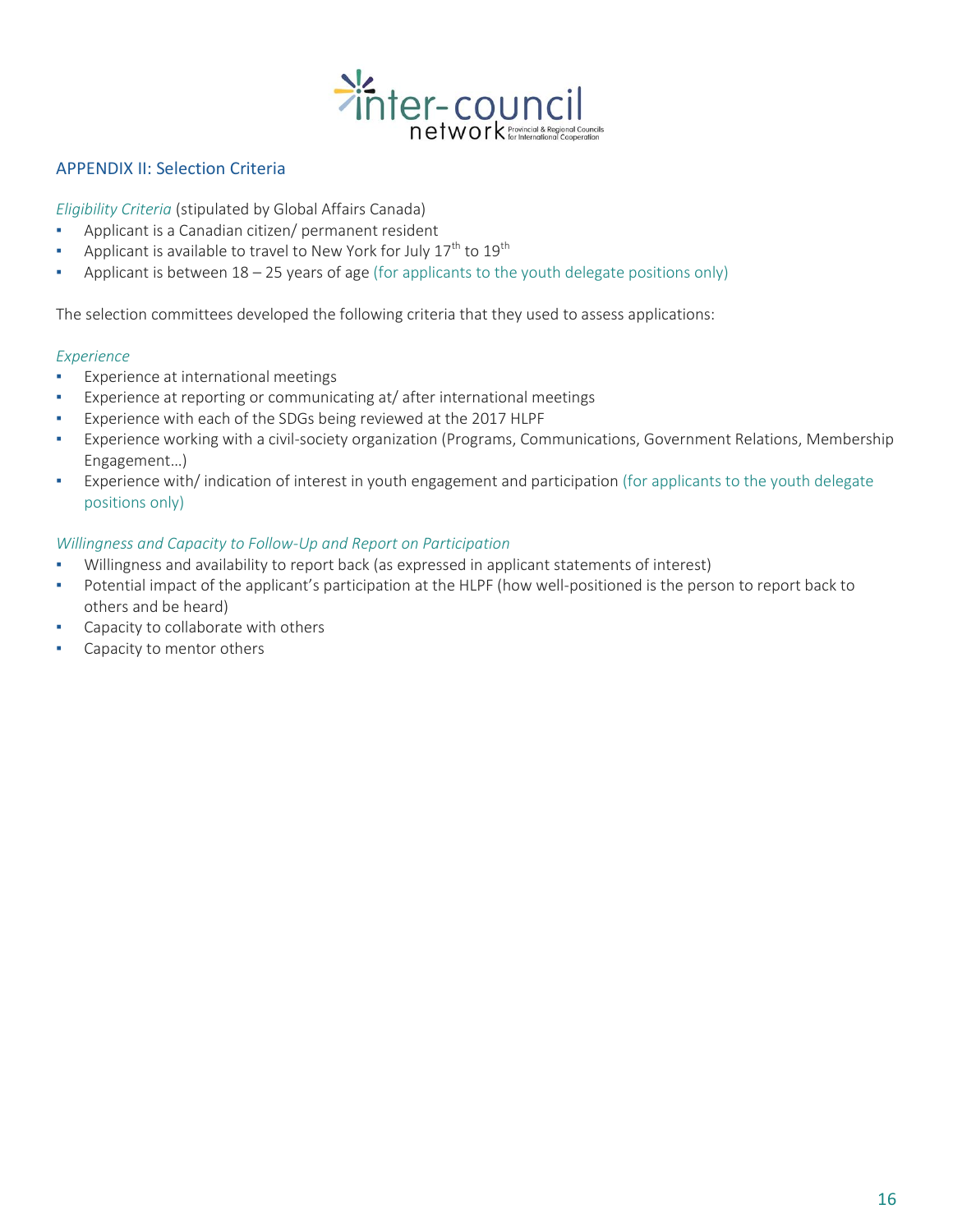## APPENDIX II: Selection Criteria

*Eligibility Criteria* (stipulated by Global Affairs Canada)

- Applicant is a Canadian citizen/ permanent resident
- Applicant is available to travel to New York for July 17th to 19th
- Applicant is between 18 – 25 years of age (for applicants to the youth delegate positions only)

The selection committees developed the following criteria that they used to assess applications:

*Experience*

- Experience at international meetings
- Experience at reporting or communicating at/ after international meetings
- Experience with each of the SDGs being reviewed at the 2017 HLPF
- Experience working with a civil-society organization (Programs, Communications, Government Relations, Membership Engagement…)
- Experience with/ indication of interest in youth engagement and participation (for applicants to the youth delegate positions only)

*Willingness and Capacity to Follow-Up and Report on Participation*

- Willingness and availability to report back (as expressed in applicant statements of interest)
- Potential impact of the applicant's participation at the HLPF (how well-positioned is the person to report back to others and be heard)
- Capacity to collaborate with others
- Capacity to mentor others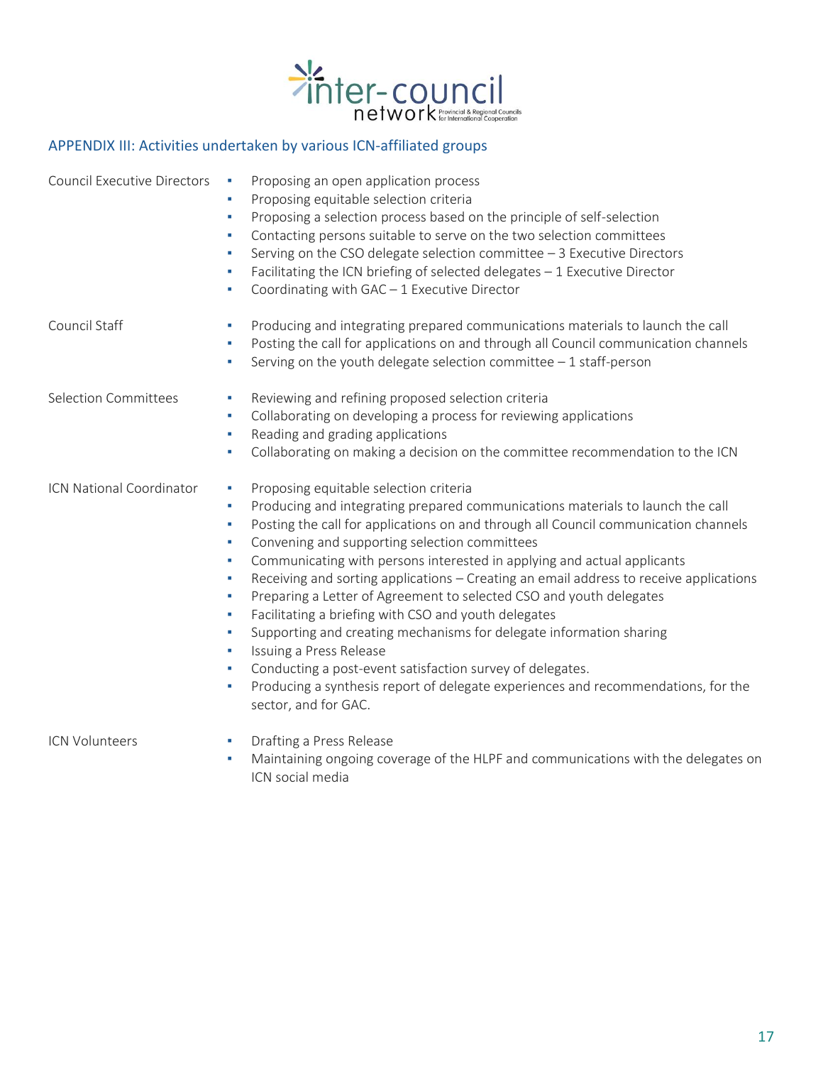## APPENDIX III: Activities undertaken by various ICN-affiliated groups

| Group | Activities |
| --- | --- |
| Council Executive Directors | ▪ Proposing an open application process<br>▪ Proposing equitable selection criteria<br>▪ Proposing a selection process based on the principle of self-selection<br>▪ Contacting persons suitable to serve on the two selection committees<br>▪ Serving on the CSO delegate selection committee – 3 Executive Directors<br>▪ Facilitating the ICN briefing of selected delegates – 1 Executive Director<br>▪ Coordinating with GAC – 1 Executive Director |
| Council Staff | ▪ Producing and integrating prepared communications materials to launch the call<br>▪ Posting the call for applications on and through all Council communication channels<br>▪ Serving on the youth delegate selection committee – 1 staff-person |
| Selection Committees | ▪ Reviewing and refining proposed selection criteria<br>▪ Collaborating on developing a process for reviewing applications<br>▪ Reading and grading applications<br>▪ Collaborating on making a decision on the committee recommendation to the ICN |
| ICN National Coordinator | ▪ Proposing equitable selection criteria<br>▪ Producing and integrating prepared communications materials to launch the call<br>▪ Posting the call for applications on and through all Council communication channels<br>▪ Convening and supporting selection committees<br>▪ Communicating with persons interested in applying and actual applicants<br>▪ Receiving and sorting applications – Creating an email address to receive applications<br>▪ Preparing a Letter of Agreement to selected CSO and youth delegates<br>▪ Facilitating a briefing with CSO and youth delegates<br>▪ Supporting and creating mechanisms for delegate information sharing<br>▪ Issuing a Press Release<br>▪ Conducting a post-event satisfaction survey of delegates.<br>▪ Producing a synthesis report of delegate experiences and recommendations, for the sector, and for GAC. |
| ICN Volunteers | ▪ Drafting a Press Release<br>▪ Maintaining ongoing coverage of the HLPF and communications with the delegates on ICN social media |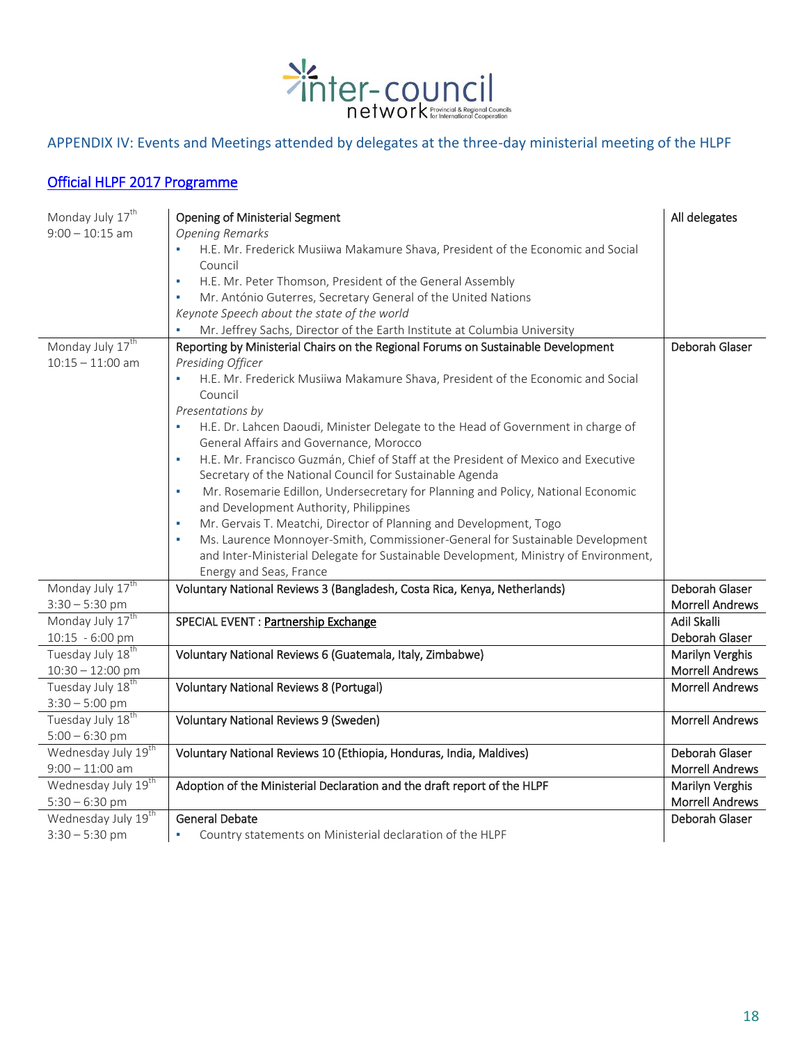## APPENDIX IV: Events and Meetings attended by delegates at the three-day ministerial meeting of the HLPF

### Official HLPF 2017 Programme

| | | |
|---|---|---|
| Monday July 17th<br>9:00 – 10:15 am | **Opening of Ministerial Segment**<br>*Opening Remarks*<br>▪ H.E. Mr. Frederick Musiiwa Makamure Shava, President of the Economic and Social Council<br>▪ H.E. Mr. Peter Thomson, President of the General Assembly<br>▪ Mr. António Guterres, Secretary General of the United Nations<br>*Keynote Speech about the state of the world*<br>▪ Mr. Jeffrey Sachs, Director of the Earth Institute at Columbia University | All delegates |
| Monday July 17th<br>10:15 – 11:00 am | **Reporting by Ministerial Chairs on the Regional Forums on Sustainable Development**<br>*Presiding Officer*<br>▪ H.E. Mr. Frederick Musiiwa Makamure Shava, President of the Economic and Social Council<br>*Presentations by*<br>▪ H.E. Dr. Lahcen Daoudi, Minister Delegate to the Head of Government in charge of General Affairs and Governance, Morocco<br>▪ H.E. Mr. Francisco Guzmán, Chief of Staff at the President of Mexico and Executive Secretary of the National Council for Sustainable Agenda<br>▪ Mr. Rosemarie Edillon, Undersecretary for Planning and Policy, National Economic and Development Authority, Philippines<br>▪ Mr. Gervais T. Meatchi, Director of Planning and Development, Togo<br>▪ Ms. Laurence Monnoyer-Smith, Commissioner-General for Sustainable Development and Inter-Ministerial Delegate for Sustainable Development, Ministry of Environment, Energy and Seas, France | Deborah Glaser |
| Monday July 17th<br>3:30 – 5:30 pm | Voluntary National Reviews 3 (Bangladesh, Costa Rica, Kenya, Netherlands) | Deborah Glaser<br>Morrell Andrews |
| Monday July 17th<br>10:15 - 6:00 pm | SPECIAL EVENT : Partnership Exchange | Adil Skalli<br>Deborah Glaser |
| Tuesday July 18th<br>10:30 – 12:00 pm | Voluntary National Reviews 6 (Guatemala, Italy, Zimbabwe) | Marilyn Verghis<br>Morrell Andrews |
| Tuesday July 18th<br>3:30 – 5:00 pm | Voluntary National Reviews 8 (Portugal) | Morrell Andrews |
| Tuesday July 18th<br>5:00 – 6:30 pm | Voluntary National Reviews 9 (Sweden) | Morrell Andrews |
| Wednesday July 19th<br>9:00 – 11:00 am | Voluntary National Reviews 10 (Ethiopia, Honduras, India, Maldives) | Deborah Glaser<br>Morrell Andrews |
| Wednesday July 19th<br>5:30 – 6:30 pm | Adoption of the Ministerial Declaration and the draft report of the HLPF | Marilyn Verghis<br>Morrell Andrews |
| Wednesday July 19th<br>3:30 – 5:30 pm | General Debate<br>▪ Country statements on Ministerial declaration of the HLPF | Deborah Glaser |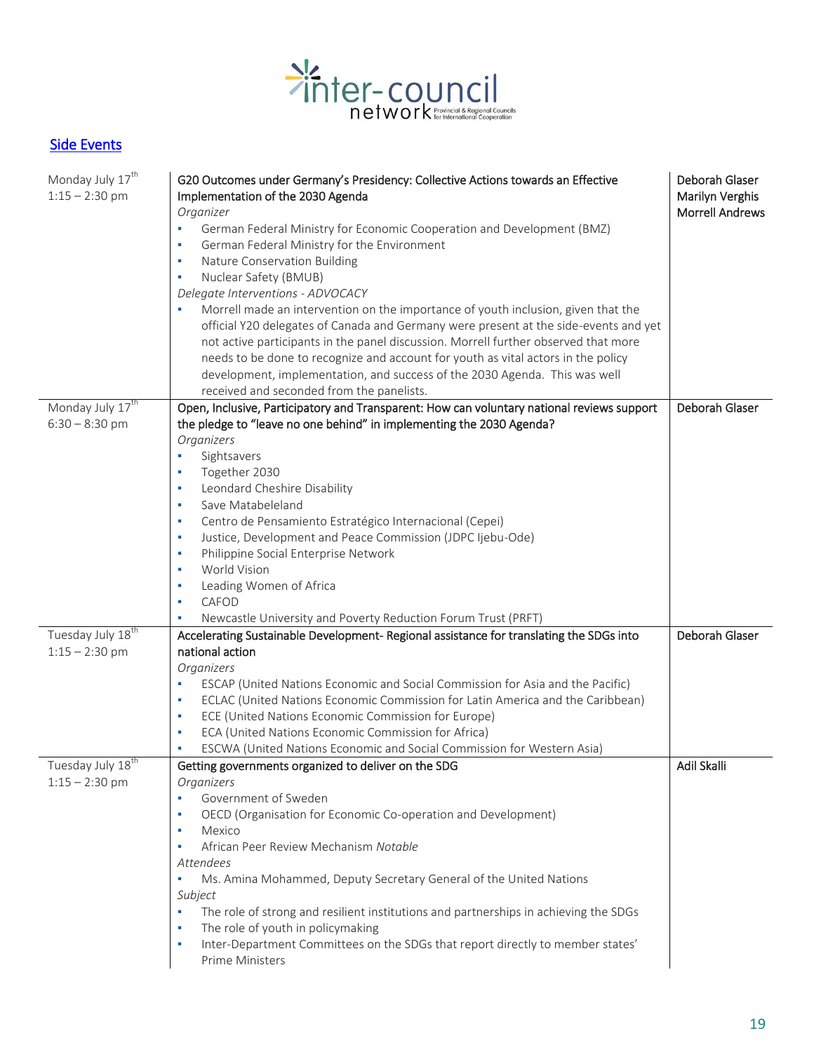## Side Events

| | | |
|---|---|---|
| Monday July 17th<br>1:15 – 2:30 pm | **G20 Outcomes under Germany's Presidency: Collective Actions towards an Effective Implementation of the 2030 Agenda**<br>*Organizer*<br>▪ German Federal Ministry for Economic Cooperation and Development (BMZ)<br>▪ German Federal Ministry for the Environment<br>▪ Nature Conservation Building<br>▪ Nuclear Safety (BMUB)<br>*Delegate Interventions - ADVOCACY*<br>▪ Morrell made an intervention on the importance of youth inclusion, given that the official Y20 delegates of Canada and Germany were present at the side-events and yet not active participants in the panel discussion. Morrell further observed that more needs to be done to recognize and account for youth as vital actors in the policy development, implementation, and success of the 2030 Agenda. This was well received and seconded from the panelists. | Deborah Glaser<br>Marilyn Verghis<br>Morrell Andrews |
| Monday July 17th<br>6:30 – 8:30 pm | **Open, Inclusive, Participatory and Transparent: How can voluntary national reviews support the pledge to "leave no one behind" in implementing the 2030 Agenda?**<br>*Organizers*<br>▪ Sightsavers<br>▪ Together 2030<br>▪ Leondard Cheshire Disability<br>▪ Save Matabeleland<br>▪ Centro de Pensamiento Estratégico Internacional (Cepei)<br>▪ Justice, Development and Peace Commission (JDPC Ijebu-Ode)<br>▪ Philippine Social Enterprise Network<br>▪ World Vision<br>▪ Leading Women of Africa<br>▪ CAFOD<br>▪ Newcastle University and Poverty Reduction Forum Trust (PRFT) | Deborah Glaser |
| Tuesday July 18th<br>1:15 – 2:30 pm | **Accelerating Sustainable Development- Regional assistance for translating the SDGs into national action**<br>*Organizers*<br>▪ ESCAP (United Nations Economic and Social Commission for Asia and the Pacific)<br>▪ ECLAC (United Nations Economic Commission for Latin America and the Caribbean)<br>▪ ECE (United Nations Economic Commission for Europe)<br>▪ ECA (United Nations Economic Commission for Africa)<br>▪ ESCWA (United Nations Economic and Social Commission for Western Asia) | Deborah Glaser |
| Tuesday July 18th<br>1:15 – 2:30 pm | **Getting governments organized to deliver on the SDG**<br>*Organizers*<br>▪ Government of Sweden<br>▪ OECD (Organisation for Economic Co-operation and Development)<br>▪ Mexico<br>▪ African Peer Review Mechanism *Notable*<br>*Attendees*<br>▪ Ms. Amina Mohammed, Deputy Secretary General of the United Nations<br>*Subject*<br>▪ The role of strong and resilient institutions and partnerships in achieving the SDGs<br>▪ The role of youth in policymaking<br>▪ Inter-Department Committees on the SDGs that report directly to member states' Prime Ministers | Adil Skalli |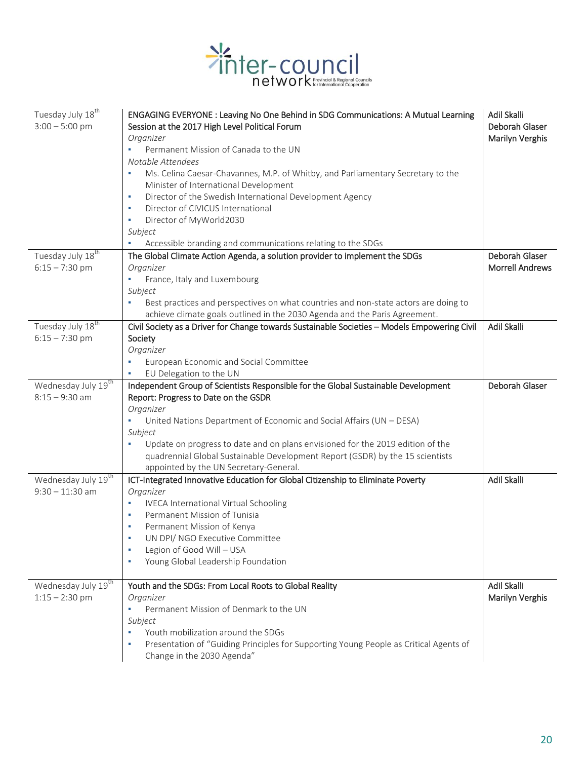| | | |
|---|---|---|
| Tuesday July 18th<br>3:00 – 5:00 pm | ENGAGING EVERYONE : Leaving No One Behind in SDG Communications: A Mutual Learning Session at the 2017 High Level Political Forum<br>*Organizer*<br>▪ Permanent Mission of Canada to the UN<br>*Notable Attendees*<br>▪ Ms. Celina Caesar-Chavannes, M.P. of Whitby, and Parliamentary Secretary to the Minister of International Development<br>▪ Director of the Swedish International Development Agency<br>▪ Director of CIVICUS International<br>▪ Director of MyWorld2030<br>*Subject*<br>▪ Accessible branding and communications relating to the SDGs | Adil Skalli<br>Deborah Glaser<br>Marilyn Verghis |
| Tuesday July 18th<br>6:15 – 7:30 pm | The Global Climate Action Agenda, a solution provider to implement the SDGs<br>*Organizer*<br>▪ France, Italy and Luxembourg<br>*Subject*<br>▪ Best practices and perspectives on what countries and non-state actors are doing to achieve climate goals outlined in the 2030 Agenda and the Paris Agreement. | Deborah Glaser<br>Morrell Andrews |
| Tuesday July 18th<br>6:15 – 7:30 pm | Civil Society as a Driver for Change towards Sustainable Societies – Models Empowering Civil Society<br>*Organizer*<br>▪ European Economic and Social Committee<br>▪ EU Delegation to the UN | Adil Skalli |
| Wednesday July 19th<br>8:15 – 9:30 am | Independent Group of Scientists Responsible for the Global Sustainable Development Report: Progress to Date on the GSDR<br>*Organizer*<br>▪ United Nations Department of Economic and Social Affairs (UN – DESA)<br>*Subject*<br>▪ Update on progress to date and on plans envisioned for the 2019 edition of the quadrennial Global Sustainable Development Report (GSDR) by the 15 scientists appointed by the UN Secretary-General. | Deborah Glaser |
| Wednesday July 19th<br>9:30 – 11:30 am | ICT-Integrated Innovative Education for Global Citizenship to Eliminate Poverty<br>*Organizer*<br>▪ IVECA International Virtual Schooling<br>▪ Permanent Mission of Tunisia<br>▪ Permanent Mission of Kenya<br>▪ UN DPI/ NGO Executive Committee<br>▪ Legion of Good Will – USA<br>▪ Young Global Leadership Foundation | Adil Skalli |
| Wednesday July 19th<br>1:15 – 2:30 pm | Youth and the SDGs: From Local Roots to Global Reality<br>*Organizer*<br>▪ Permanent Mission of Denmark to the UN<br>*Subject*<br>▪ Youth mobilization around the SDGs<br>▪ Presentation of "Guiding Principles for Supporting Young People as Critical Agents of Change in the 2030 Agenda" | Adil Skalli<br>Marilyn Verghis |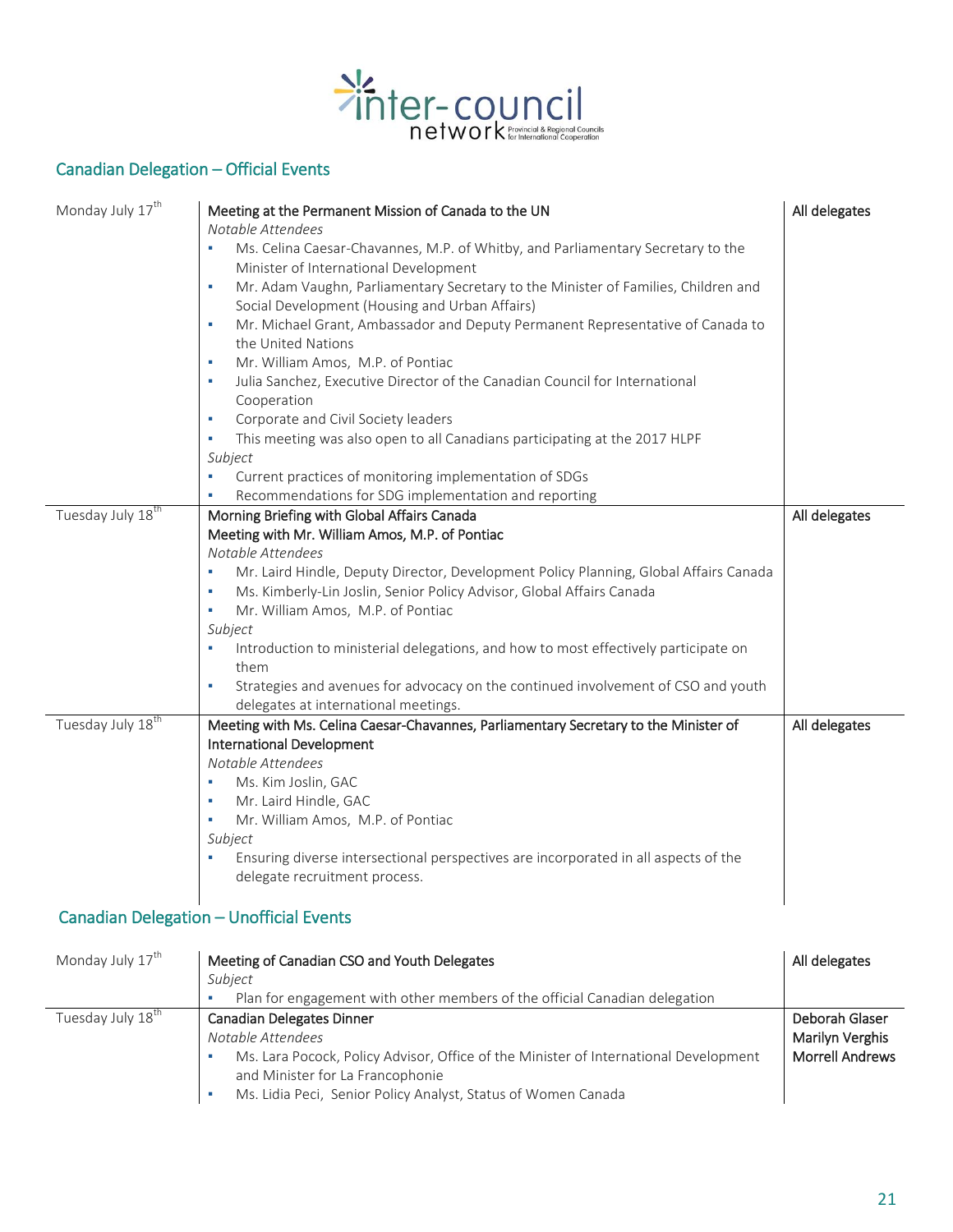## Canadian Delegation – Official Events

| Date | Event | Delegates |
|---|---|---|
| Monday July 17th | **Meeting at the Permanent Mission of Canada to the UN**<br>*Notable Attendees*<br>▪ Ms. Celina Caesar-Chavannes, M.P. of Whitby, and Parliamentary Secretary to the Minister of International Development<br>▪ Mr. Adam Vaughn, Parliamentary Secretary to the Minister of Families, Children and Social Development (Housing and Urban Affairs)<br>▪ Mr. Michael Grant, Ambassador and Deputy Permanent Representative of Canada to the United Nations<br>▪ Mr. William Amos, M.P. of Pontiac<br>▪ Julia Sanchez, Executive Director of the Canadian Council for International Cooperation<br>▪ Corporate and Civil Society leaders<br>▪ This meeting was also open to all Canadians participating at the 2017 HLPF<br>*Subject*<br>▪ Current practices of monitoring implementation of SDGs<br>▪ Recommendations for SDG implementation and reporting | All delegates |
| Tuesday July 18th | **Morning Briefing with Global Affairs Canada**<br>**Meeting with Mr. William Amos, M.P. of Pontiac**<br>*Notable Attendees*<br>▪ Mr. Laird Hindle, Deputy Director, Development Policy Planning, Global Affairs Canada<br>▪ Ms. Kimberly-Lin Joslin, Senior Policy Advisor, Global Affairs Canada<br>▪ Mr. William Amos, M.P. of Pontiac<br>*Subject*<br>▪ Introduction to ministerial delegations, and how to most effectively participate on them<br>▪ Strategies and avenues for advocacy on the continued involvement of CSO and youth delegates at international meetings. | All delegates |
| Tuesday July 18th | **Meeting with Ms. Celina Caesar-Chavannes, Parliamentary Secretary to the Minister of International Development**<br>*Notable Attendees*<br>▪ Ms. Kim Joslin, GAC<br>▪ Mr. Laird Hindle, GAC<br>▪ Mr. William Amos, M.P. of Pontiac<br>*Subject*<br>▪ Ensuring diverse intersectional perspectives are incorporated in all aspects of the delegate recruitment process. | All delegates |

## Canadian Delegation – Unofficial Events

| Date | Event | Delegates |
|---|---|---|
| Monday July 17th | **Meeting of Canadian CSO and Youth Delegates**<br>*Subject*<br>▪ Plan for engagement with other members of the official Canadian delegation | All delegates |
| Tuesday July 18th | **Canadian Delegates Dinner**<br>*Notable Attendees*<br>▪ Ms. Lara Pocock, Policy Advisor, Office of the Minister of International Development and Minister for La Francophonie<br>▪ Ms. Lidia Peci, Senior Policy Analyst, Status of Women Canada | Deborah Glaser<br>Marilyn Verghis<br>Morrell Andrews |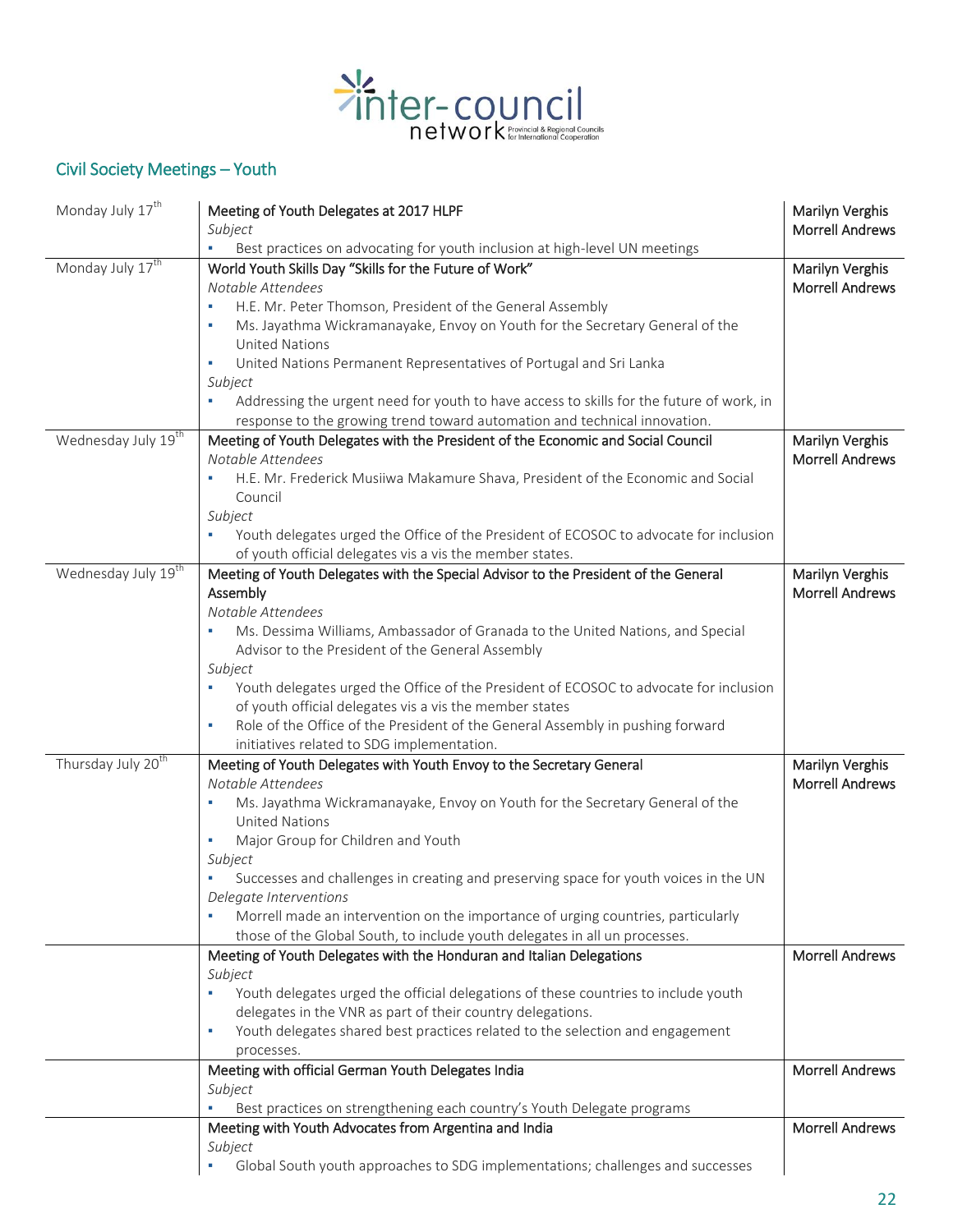## Civil Society Meetings – Youth

| | | |
|---|---|---|
| Monday July 17th | **Meeting of Youth Delegates at 2017 HLPF**<br>*Subject*<br>▪ Best practices on advocating for youth inclusion at high-level UN meetings | Marilyn Verghis<br>Morrell Andrews |
| Monday July 17th | **World Youth Skills Day "Skills for the Future of Work"**<br>*Notable Attendees*<br>▪ H.E. Mr. Peter Thomson, President of the General Assembly<br>▪ Ms. Jayathma Wickramanayake, Envoy on Youth for the Secretary General of the United Nations<br>▪ United Nations Permanent Representatives of Portugal and Sri Lanka<br>*Subject*<br>▪ Addressing the urgent need for youth to have access to skills for the future of work, in response to the growing trend toward automation and technical innovation. | Marilyn Verghis<br>Morrell Andrews |
| Wednesday July 19th | **Meeting of Youth Delegates with the President of the Economic and Social Council**<br>*Notable Attendees*<br>▪ H.E. Mr. Frederick Musiiwa Makamure Shava, President of the Economic and Social Council<br>*Subject*<br>▪ Youth delegates urged the Office of the President of ECOSOC to advocate for inclusion of youth official delegates vis a vis the member states. | Marilyn Verghis<br>Morrell Andrews |
| Wednesday July 19th | **Meeting of Youth Delegates with the Special Advisor to the President of the General Assembly**<br>*Notable Attendees*<br>▪ Ms. Dessima Williams, Ambassador of Granada to the United Nations, and Special Advisor to the President of the General Assembly<br>*Subject*<br>▪ Youth delegates urged the Office of the President of ECOSOC to advocate for inclusion of youth official delegates vis a vis the member states<br>▪ Role of the Office of the President of the General Assembly in pushing forward initiatives related to SDG implementation. | Marilyn Verghis<br>Morrell Andrews |
| Thursday July 20th | **Meeting of Youth Delegates with Youth Envoy to the Secretary General**<br>*Notable Attendees*<br>▪ Ms. Jayathma Wickramanayake, Envoy on Youth for the Secretary General of the United Nations<br>▪ Major Group for Children and Youth<br>*Subject*<br>▪ Successes and challenges in creating and preserving space for youth voices in the UN<br>*Delegate Interventions*<br>▪ Morrell made an intervention on the importance of urging countries, particularly those of the Global South, to include youth delegates in all un processes. | Marilyn Verghis<br>Morrell Andrews |
| | **Meeting of Youth Delegates with the Honduran and Italian Delegations**<br>*Subject*<br>▪ Youth delegates urged the official delegations of these countries to include youth delegates in the VNR as part of their country delegations.<br>▪ Youth delegates shared best practices related to the selection and engagement processes. | Morrell Andrews |
| | **Meeting with official German Youth Delegates India**<br>*Subject*<br>▪ Best practices on strengthening each country's Youth Delegate programs | Morrell Andrews |
| | **Meeting with Youth Advocates from Argentina and India**<br>*Subject*<br>▪ Global South youth approaches to SDG implementations; challenges and successes | Morrell Andrews |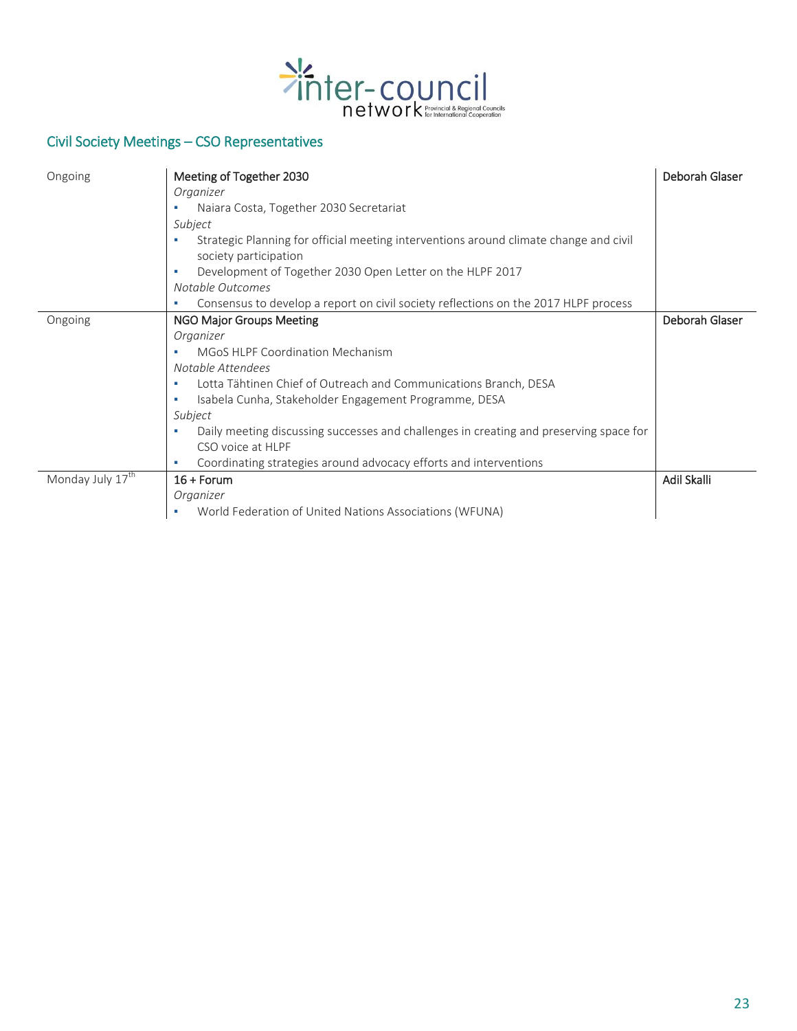## Civil Society Meetings – CSO Representatives

| | | |
|---|---|---|
| Ongoing | **Meeting of Together 2030**<br>*Organizer*<br>▪ Naiara Costa, Together 2030 Secretariat<br>*Subject*<br>▪ Strategic Planning for official meeting interventions around climate change and civil society participation<br>▪ Development of Together 2030 Open Letter on the HLPF 2017<br>*Notable Outcomes*<br>▪ Consensus to develop a report on civil society reflections on the 2017 HLPF process | Deborah Glaser |
| Ongoing | **NGO Major Groups Meeting**<br>*Organizer*<br>▪ MGoS HLPF Coordination Mechanism<br>*Notable Attendees*<br>▪ Lotta Tähtinen Chief of Outreach and Communications Branch, DESA<br>▪ Isabela Cunha, Stakeholder Engagement Programme, DESA<br>*Subject*<br>▪ Daily meeting discussing successes and challenges in creating and preserving space for CSO voice at HLPF<br>▪ Coordinating strategies around advocacy efforts and interventions | Deborah Glaser |
| Monday July 17th | **16 + Forum**<br>*Organizer*<br>▪ World Federation of United Nations Associations (WFUNA) | Adil Skalli |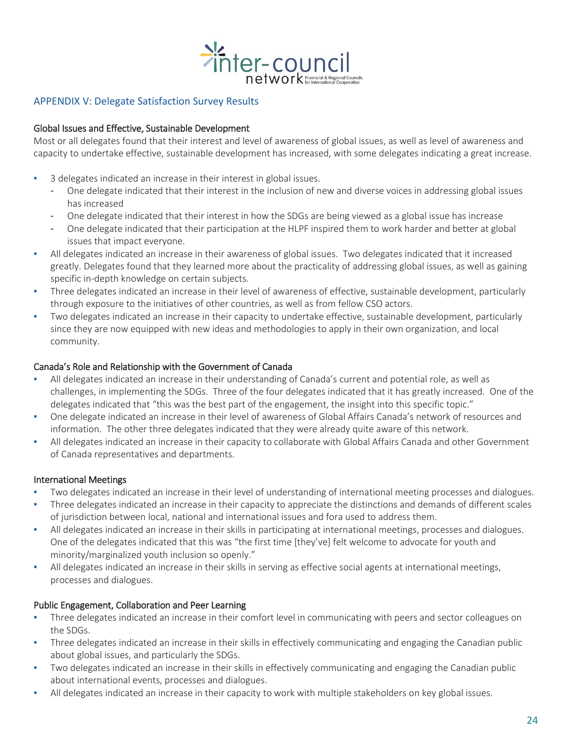## APPENDIX V: Delegate Satisfaction Survey Results

### Global Issues and Effective, Sustainable Development

Most or all delegates found that their interest and level of awareness of global issues, as well as level of awareness and capacity to undertake effective, sustainable development has increased, with some delegates indicating a great increase.

- 3 delegates indicated an increase in their interest in global issues.
  - One delegate indicated that their interest in the inclusion of new and diverse voices in addressing global issues has increased
  - One delegate indicated that their interest in how the SDGs are being viewed as a global issue has increase
  - One delegate indicated that their participation at the HLPF inspired them to work harder and better at global issues that impact everyone.
- All delegates indicated an increase in their awareness of global issues. Two delegates indicated that it increased greatly. Delegates found that they learned more about the practicality of addressing global issues, as well as gaining specific in-depth knowledge on certain subjects.
- Three delegates indicated an increase in their level of awareness of effective, sustainable development, particularly through exposure to the initiatives of other countries, as well as from fellow CSO actors.
- Two delegates indicated an increase in their capacity to undertake effective, sustainable development, particularly since they are now equipped with new ideas and methodologies to apply in their own organization, and local community.

### Canada's Role and Relationship with the Government of Canada

- All delegates indicated an increase in their understanding of Canada's current and potential role, as well as challenges, in implementing the SDGs. Three of the four delegates indicated that it has greatly increased. One of the delegates indicated that "this was the best part of the engagement, the insight into this specific topic."
- One delegate indicated an increase in their level of awareness of Global Affairs Canada's network of resources and information. The other three delegates indicated that they were already quite aware of this network.
- All delegates indicated an increase in their capacity to collaborate with Global Affairs Canada and other Government of Canada representatives and departments.

### International Meetings

- Two delegates indicated an increase in their level of understanding of international meeting processes and dialogues.
- Three delegates indicated an increase in their capacity to appreciate the distinctions and demands of different scales of jurisdiction between local, national and international issues and fora used to address them.
- All delegates indicated an increase in their skills in participating at international meetings, processes and dialogues. One of the delegates indicated that this was "the first time [they've] felt welcome to advocate for youth and minority/marginalized youth inclusion so openly."
- All delegates indicated an increase in their skills in serving as effective social agents at international meetings, processes and dialogues.

### Public Engagement, Collaboration and Peer Learning

- Three delegates indicated an increase in their comfort level in communicating with peers and sector colleagues on the SDGs.
- Three delegates indicated an increase in their skills in effectively communicating and engaging the Canadian public about global issues, and particularly the SDGs.
- Two delegates indicated an increase in their skills in effectively communicating and engaging the Canadian public about international events, processes and dialogues.
- All delegates indicated an increase in their capacity to work with multiple stakeholders on key global issues.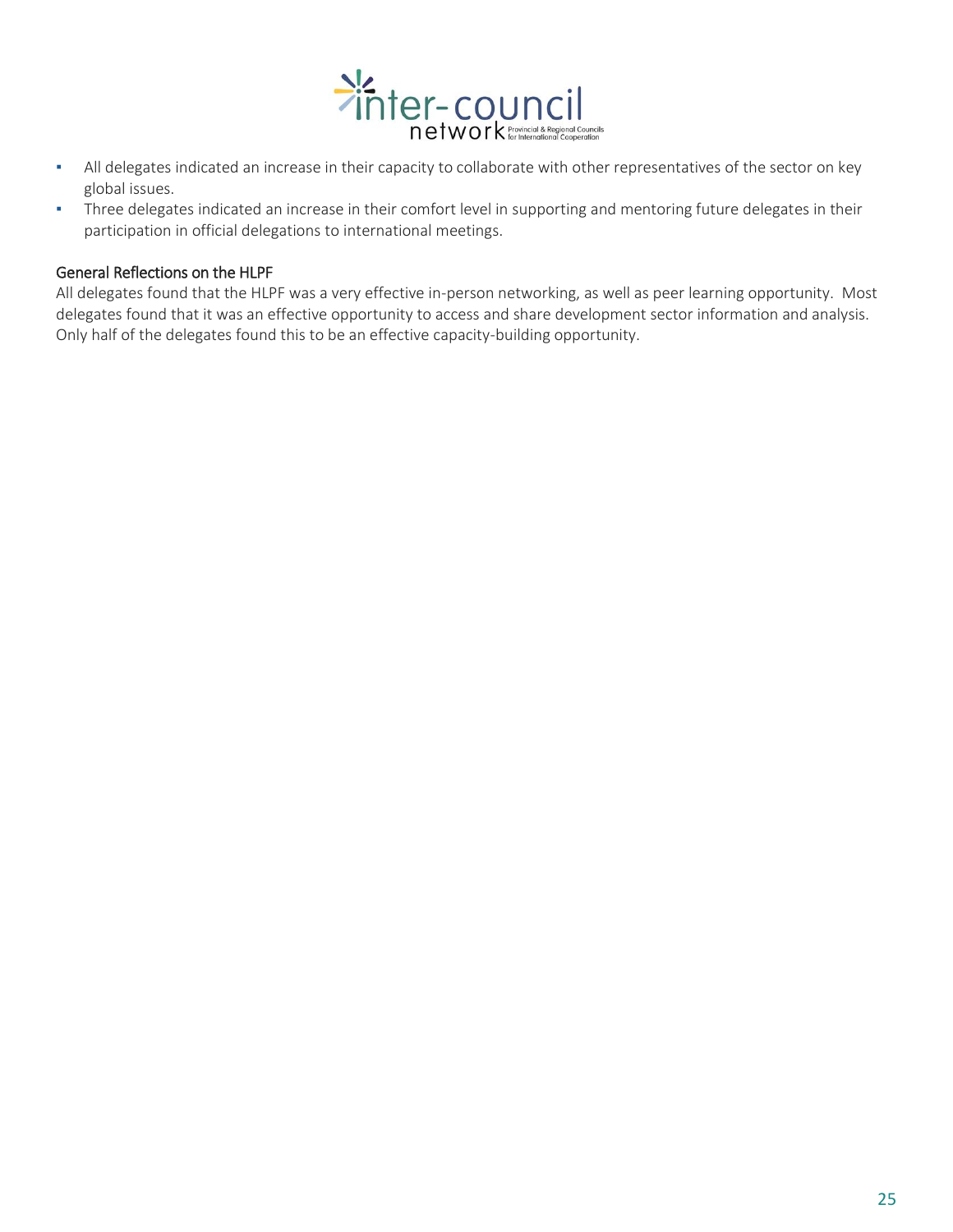- All delegates indicated an increase in their capacity to collaborate with other representatives of the sector on key global issues.
- Three delegates indicated an increase in their comfort level in supporting and mentoring future delegates in their participation in official delegations to international meetings.

### General Reflections on the HLPF

All delegates found that the HLPF was a very effective in-person networking, as well as peer learning opportunity. Most delegates found that it was an effective opportunity to access and share development sector information and analysis. Only half of the delegates found this to be an effective capacity-building opportunity.